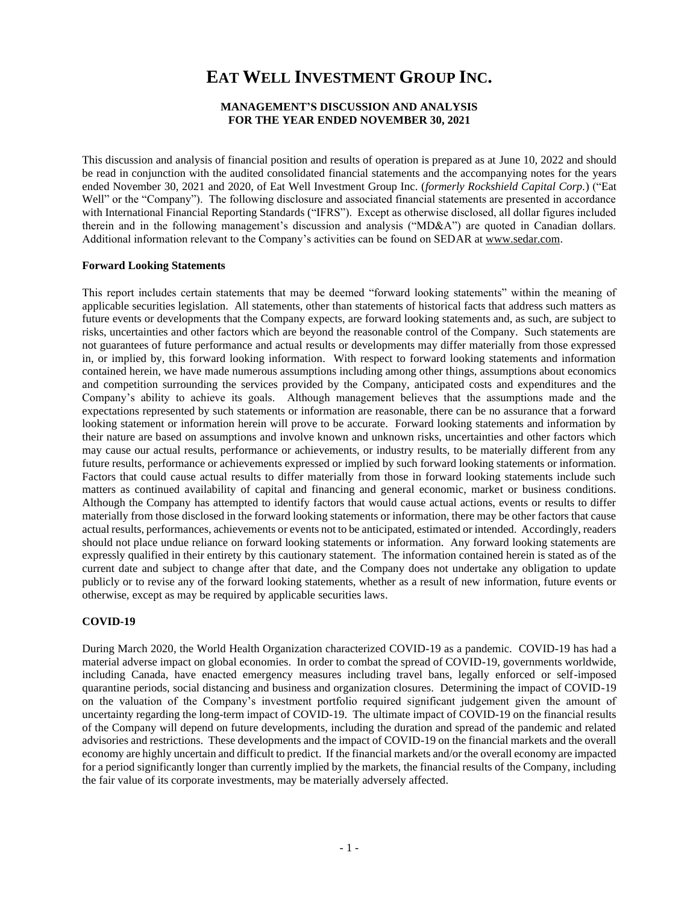# EAT WELL INVESTMENT GROUP INC.

**MANAGEMENT'S DISCUSSION AND ANALYSIS**
**FOR THE YEAR ENDED NOVEMBER 30, 2021**

This discussion and analysis of financial position and results of operation is prepared as at June 10, 2022 and should be read in conjunction with the audited consolidated financial statements and the accompanying notes for the years ended November 30, 2021 and 2020, of Eat Well Investment Group Inc. (*formerly Rockshield Capital Corp.*) ("Eat Well" or the "Company"). The following disclosure and associated financial statements are presented in accordance with International Financial Reporting Standards ("IFRS"). Except as otherwise disclosed, all dollar figures included therein and in the following management's discussion and analysis ("MD&A") are quoted in Canadian dollars. Additional information relevant to the Company's activities can be found on SEDAR at www.sedar.com.

**Forward Looking Statements**

This report includes certain statements that may be deemed "forward looking statements" within the meaning of applicable securities legislation. All statements, other than statements of historical facts that address such matters as future events or developments that the Company expects, are forward looking statements and, as such, are subject to risks, uncertainties and other factors which are beyond the reasonable control of the Company. Such statements are not guarantees of future performance and actual results or developments may differ materially from those expressed in, or implied by, this forward looking information. With respect to forward looking statements and information contained herein, we have made numerous assumptions including among other things, assumptions about economics and competition surrounding the services provided by the Company, anticipated costs and expenditures and the Company's ability to achieve its goals. Although management believes that the assumptions made and the expectations represented by such statements or information are reasonable, there can be no assurance that a forward looking statement or information herein will prove to be accurate. Forward looking statements and information by their nature are based on assumptions and involve known and unknown risks, uncertainties and other factors which may cause our actual results, performance or achievements, or industry results, to be materially different from any future results, performance or achievements expressed or implied by such forward looking statements or information. Factors that could cause actual results to differ materially from those in forward looking statements include such matters as continued availability of capital and financing and general economic, market or business conditions. Although the Company has attempted to identify factors that would cause actual actions, events or results to differ materially from those disclosed in the forward looking statements or information, there may be other factors that cause actual results, performances, achievements or events not to be anticipated, estimated or intended. Accordingly, readers should not place undue reliance on forward looking statements or information. Any forward looking statements are expressly qualified in their entirety by this cautionary statement. The information contained herein is stated as of the current date and subject to change after that date, and the Company does not undertake any obligation to update publicly or to revise any of the forward looking statements, whether as a result of new information, future events or otherwise, except as may be required by applicable securities laws.

**COVID-19**

During March 2020, the World Health Organization characterized COVID-19 as a pandemic. COVID-19 has had a material adverse impact on global economies. In order to combat the spread of COVID-19, governments worldwide, including Canada, have enacted emergency measures including travel bans, legally enforced or self-imposed quarantine periods, social distancing and business and organization closures. Determining the impact of COVID-19 on the valuation of the Company's investment portfolio required significant judgement given the amount of uncertainty regarding the long-term impact of COVID-19. The ultimate impact of COVID-19 on the financial results of the Company will depend on future developments, including the duration and spread of the pandemic and related advisories and restrictions. These developments and the impact of COVID-19 on the financial markets and the overall economy are highly uncertain and difficult to predict. If the financial markets and/or the overall economy are impacted for a period significantly longer than currently implied by the markets, the financial results of the Company, including the fair value of its corporate investments, may be materially adversely affected.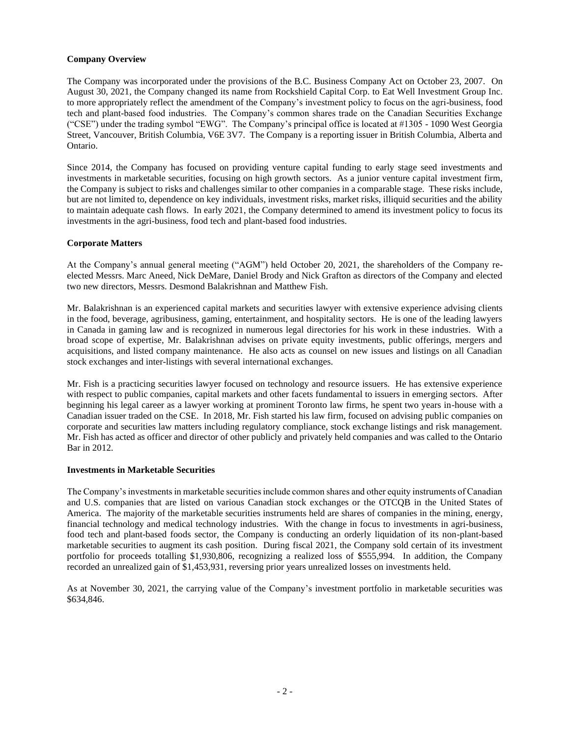**Company Overview**

The Company was incorporated under the provisions of the B.C. Business Company Act on October 23, 2007. On August 30, 2021, the Company changed its name from Rockshield Capital Corp. to Eat Well Investment Group Inc. to more appropriately reflect the amendment of the Company's investment policy to focus on the agri-business, food tech and plant-based food industries. The Company's common shares trade on the Canadian Securities Exchange ("CSE") under the trading symbol "EWG". The Company's principal office is located at #1305 - 1090 West Georgia Street, Vancouver, British Columbia, V6E 3V7. The Company is a reporting issuer in British Columbia, Alberta and Ontario.

Since 2014, the Company has focused on providing venture capital funding to early stage seed investments and investments in marketable securities, focusing on high growth sectors. As a junior venture capital investment firm, the Company is subject to risks and challenges similar to other companies in a comparable stage. These risks include, but are not limited to, dependence on key individuals, investment risks, market risks, illiquid securities and the ability to maintain adequate cash flows. In early 2021, the Company determined to amend its investment policy to focus its investments in the agri-business, food tech and plant-based food industries.

**Corporate Matters**

At the Company's annual general meeting ("AGM") held October 20, 2021, the shareholders of the Company re-elected Messrs. Marc Aneed, Nick DeMare, Daniel Brody and Nick Grafton as directors of the Company and elected two new directors, Messrs. Desmond Balakrishnan and Matthew Fish.

Mr. Balakrishnan is an experienced capital markets and securities lawyer with extensive experience advising clients in the food, beverage, agribusiness, gaming, entertainment, and hospitality sectors. He is one of the leading lawyers in Canada in gaming law and is recognized in numerous legal directories for his work in these industries. With a broad scope of expertise, Mr. Balakrishnan advises on private equity investments, public offerings, mergers and acquisitions, and listed company maintenance. He also acts as counsel on new issues and listings on all Canadian stock exchanges and inter-listings with several international exchanges.

Mr. Fish is a practicing securities lawyer focused on technology and resource issuers. He has extensive experience with respect to public companies, capital markets and other facets fundamental to issuers in emerging sectors. After beginning his legal career as a lawyer working at prominent Toronto law firms, he spent two years in-house with a Canadian issuer traded on the CSE. In 2018, Mr. Fish started his law firm, focused on advising public companies on corporate and securities law matters including regulatory compliance, stock exchange listings and risk management. Mr. Fish has acted as officer and director of other publicly and privately held companies and was called to the Ontario Bar in 2012.

**Investments in Marketable Securities**

The Company's investments in marketable securities include common shares and other equity instruments of Canadian and U.S. companies that are listed on various Canadian stock exchanges or the OTCQB in the United States of America. The majority of the marketable securities instruments held are shares of companies in the mining, energy, financial technology and medical technology industries. With the change in focus to investments in agri-business, food tech and plant-based foods sector, the Company is conducting an orderly liquidation of its non-plant-based marketable securities to augment its cash position. During fiscal 2021, the Company sold certain of its investment portfolio for proceeds totalling $1,930,806, recognizing a realized loss of $555,994. In addition, the Company recorded an unrealized gain of $1,453,931, reversing prior years unrealized losses on investments held.

As at November 30, 2021, the carrying value of the Company's investment portfolio in marketable securities was $634,846.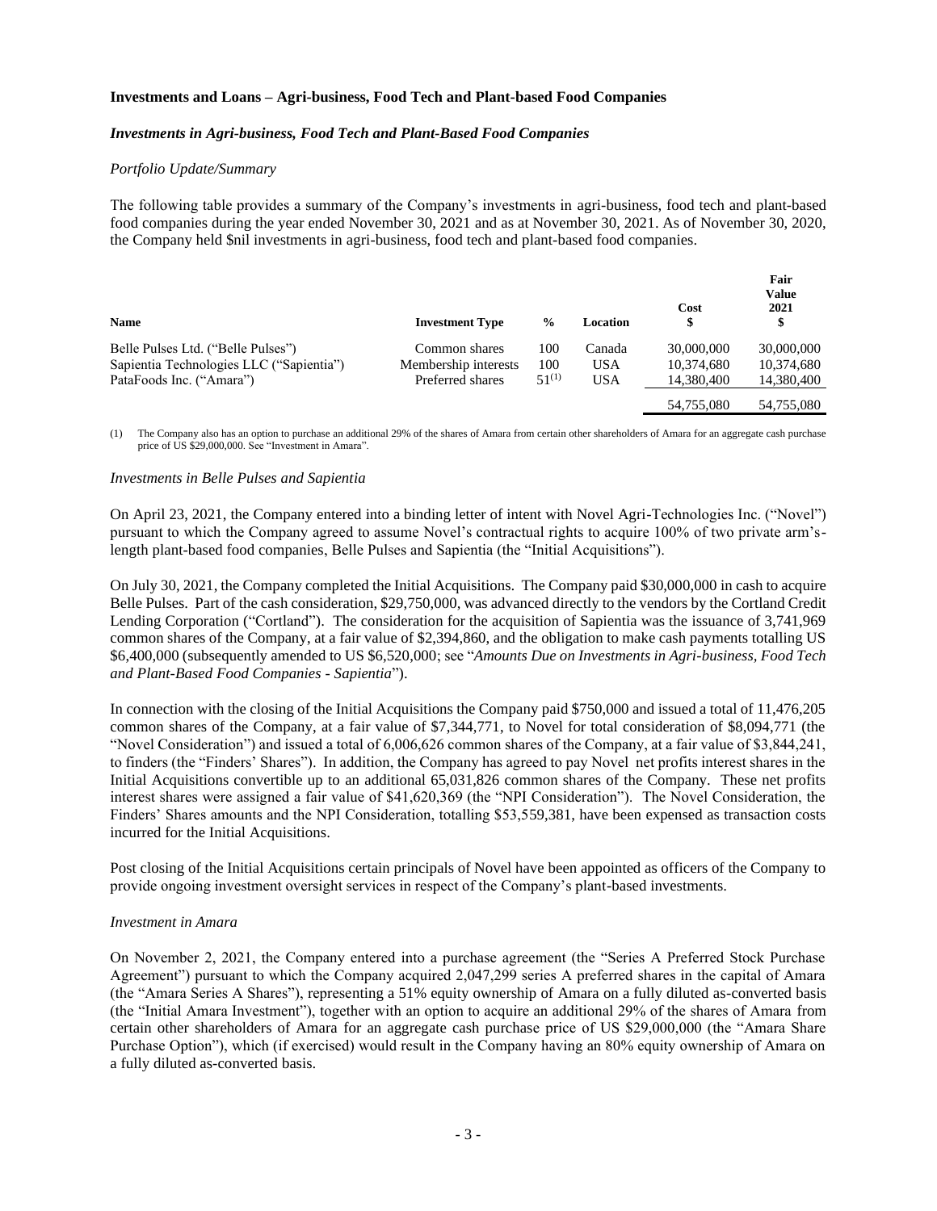## Investments and Loans – Agri-business, Food Tech and Plant-based Food Companies

### *Investments in Agri-business, Food Tech and Plant-Based Food Companies*

*Portfolio Update/Summary*

The following table provides a summary of the Company's investments in agri-business, food tech and plant-based food companies during the year ended November 30, 2021 and as at November 30, 2021. As of November 30, 2020, the Company held $nil investments in agri-business, food tech and plant-based food companies.

| Name | Investment Type | % | Location | Cost $ | Fair Value 2021 $ |
|---|---|---|---|---|---|
| Belle Pulses Ltd. ("Belle Pulses") | Common shares | 100 | Canada | 30,000,000 | 30,000,000 |
| Sapientia Technologies LLC ("Sapientia") | Membership interests | 100 | USA | 10,374,680 | 10,374,680 |
| PataFoods Inc. ("Amara") | Preferred shares | 51[(1)] | USA | 14,380,400 | 14,380,400 |
| | | | | 54,755,080 | 54,755,080 |

(1) The Company also has an option to purchase an additional 29% of the shares of Amara from certain other shareholders of Amara for an aggregate cash purchase price of US $29,000,000. See "Investment in Amara".

*Investments in Belle Pulses and Sapientia*

On April 23, 2021, the Company entered into a binding letter of intent with Novel Agri-Technologies Inc. ("Novel") pursuant to which the Company agreed to assume Novel's contractual rights to acquire 100% of two private arm's-length plant-based food companies, Belle Pulses and Sapientia (the "Initial Acquisitions").

On July 30, 2021, the Company completed the Initial Acquisitions. The Company paid $30,000,000 in cash to acquire Belle Pulses. Part of the cash consideration, $29,750,000, was advanced directly to the vendors by the Cortland Credit Lending Corporation ("Cortland"). The consideration for the acquisition of Sapientia was the issuance of 3,741,969 common shares of the Company, at a fair value of $2,394,860, and the obligation to make cash payments totalling US $6,400,000 (subsequently amended to US $6,520,000; see "*Amounts Due on Investments in Agri-business, Food Tech and Plant-Based Food Companies - Sapientia*").

In connection with the closing of the Initial Acquisitions the Company paid $750,000 and issued a total of 11,476,205 common shares of the Company, at a fair value of $7,344,771, to Novel for total consideration of $8,094,771 (the "Novel Consideration") and issued a total of 6,006,626 common shares of the Company, at a fair value of $3,844,241, to finders (the "Finders' Shares"). In addition, the Company has agreed to pay Novel net profits interest shares in the Initial Acquisitions convertible up to an additional 65,031,826 common shares of the Company. These net profits interest shares were assigned a fair value of $41,620,369 (the "NPI Consideration"). The Novel Consideration, the Finders' Shares amounts and the NPI Consideration, totalling $53,559,381, have been expensed as transaction costs incurred for the Initial Acquisitions.

Post closing of the Initial Acquisitions certain principals of Novel have been appointed as officers of the Company to provide ongoing investment oversight services in respect of the Company's plant-based investments.

*Investment in Amara*

On November 2, 2021, the Company entered into a purchase agreement (the "Series A Preferred Stock Purchase Agreement") pursuant to which the Company acquired 2,047,299 series A preferred shares in the capital of Amara (the "Amara Series A Shares"), representing a 51% equity ownership of Amara on a fully diluted as-converted basis (the "Initial Amara Investment"), together with an option to acquire an additional 29% of the shares of Amara from certain other shareholders of Amara for an aggregate cash purchase price of US $29,000,000 (the "Amara Share Purchase Option"), which (if exercised) would result in the Company having an 80% equity ownership of Amara on a fully diluted as-converted basis.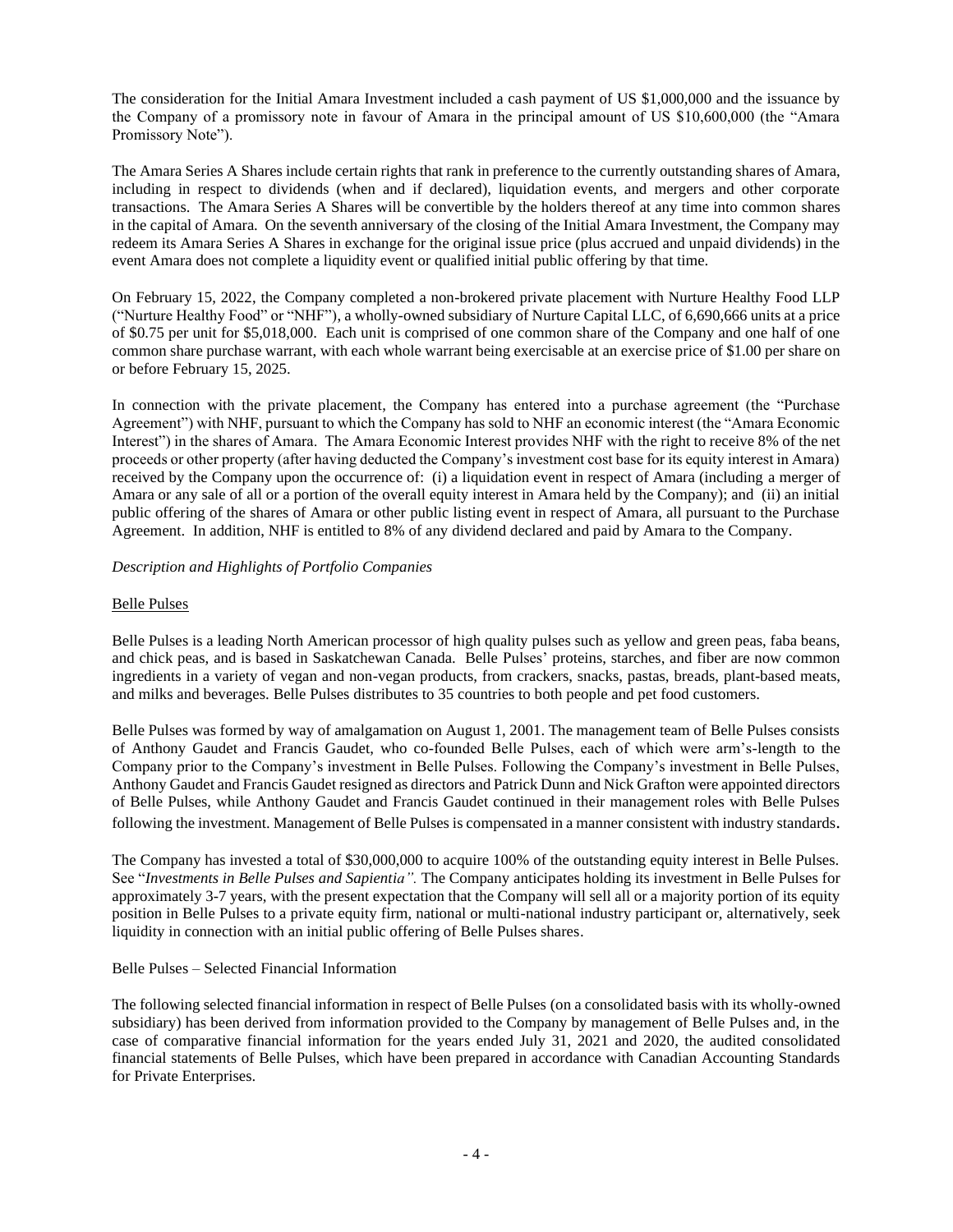The consideration for the Initial Amara Investment included a cash payment of US $1,000,000 and the issuance by the Company of a promissory note in favour of Amara in the principal amount of US $10,600,000 (the "Amara Promissory Note").

The Amara Series A Shares include certain rights that rank in preference to the currently outstanding shares of Amara, including in respect to dividends (when and if declared), liquidation events, and mergers and other corporate transactions. The Amara Series A Shares will be convertible by the holders thereof at any time into common shares in the capital of Amara. On the seventh anniversary of the closing of the Initial Amara Investment, the Company may redeem its Amara Series A Shares in exchange for the original issue price (plus accrued and unpaid dividends) in the event Amara does not complete a liquidity event or qualified initial public offering by that time.

On February 15, 2022, the Company completed a non-brokered private placement with Nurture Healthy Food LLP ("Nurture Healthy Food" or "NHF"), a wholly-owned subsidiary of Nurture Capital LLC, of 6,690,666 units at a price of $0.75 per unit for $5,018,000. Each unit is comprised of one common share of the Company and one half of one common share purchase warrant, with each whole warrant being exercisable at an exercise price of $1.00 per share on or before February 15, 2025.

In connection with the private placement, the Company has entered into a purchase agreement (the "Purchase Agreement") with NHF, pursuant to which the Company has sold to NHF an economic interest (the "Amara Economic Interest") in the shares of Amara. The Amara Economic Interest provides NHF with the right to receive 8% of the net proceeds or other property (after having deducted the Company's investment cost base for its equity interest in Amara) received by the Company upon the occurrence of: (i) a liquidation event in respect of Amara (including a merger of Amara or any sale of all or a portion of the overall equity interest in Amara held by the Company); and (ii) an initial public offering of the shares of Amara or other public listing event in respect of Amara, all pursuant to the Purchase Agreement. In addition, NHF is entitled to 8% of any dividend declared and paid by Amara to the Company.

*Description and Highlights of Portfolio Companies*

Belle Pulses

Belle Pulses is a leading North American processor of high quality pulses such as yellow and green peas, faba beans, and chick peas, and is based in Saskatchewan Canada. Belle Pulses' proteins, starches, and fiber are now common ingredients in a variety of vegan and non-vegan products, from crackers, snacks, pastas, breads, plant-based meats, and milks and beverages. Belle Pulses distributes to 35 countries to both people and pet food customers.

Belle Pulses was formed by way of amalgamation on August 1, 2001. The management team of Belle Pulses consists of Anthony Gaudet and Francis Gaudet, who co-founded Belle Pulses, each of which were arm's-length to the Company prior to the Company's investment in Belle Pulses. Following the Company's investment in Belle Pulses, Anthony Gaudet and Francis Gaudet resigned as directors and Patrick Dunn and Nick Grafton were appointed directors of Belle Pulses, while Anthony Gaudet and Francis Gaudet continued in their management roles with Belle Pulses following the investment. Management of Belle Pulses is compensated in a manner consistent with industry standards.

The Company has invested a total of $30,000,000 to acquire 100% of the outstanding equity interest in Belle Pulses. See "*Investments in Belle Pulses and Sapientia".* The Company anticipates holding its investment in Belle Pulses for approximately 3-7 years, with the present expectation that the Company will sell all or a majority portion of its equity position in Belle Pulses to a private equity firm, national or multi-national industry participant or, alternatively, seek liquidity in connection with an initial public offering of Belle Pulses shares.

Belle Pulses – Selected Financial Information

The following selected financial information in respect of Belle Pulses (on a consolidated basis with its wholly-owned subsidiary) has been derived from information provided to the Company by management of Belle Pulses and, in the case of comparative financial information for the years ended July 31, 2021 and 2020, the audited consolidated financial statements of Belle Pulses, which have been prepared in accordance with Canadian Accounting Standards for Private Enterprises.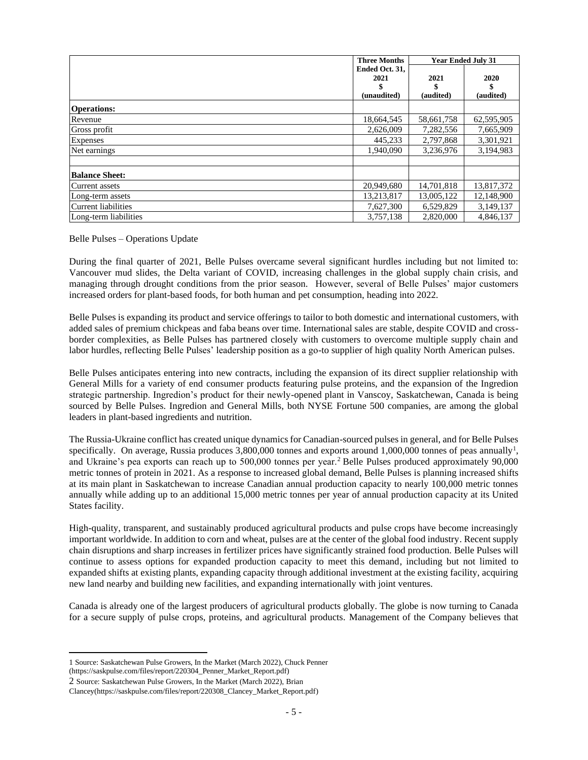| | Three Months Ended Oct. 31, 2021 $ (unaudited) | Year Ended July 31 | |
|---|---|---|---|
| | | 2021 $ (audited) | 2020 $ (audited) |
| **Operations:** | | | |
| Revenue | 18,664,545 | 58,661,758 | 62,595,905 |
| Gross profit | 2,626,009 | 7,282,556 | 7,665,909 |
| Expenses | 445,233 | 2,797,868 | 3,301,921 |
| Net earnings | 1,940,090 | 3,236,976 | 3,194,983 |
| | | | |
| **Balance Sheet:** | | | |
| Current assets | 20,949,680 | 14,701,818 | 13,817,372 |
| Long-term assets | 13,213,817 | 13,005,122 | 12,148,900 |
| Current liabilities | 7,627,300 | 6,529,829 | 3,149,137 |
| Long-term liabilities | 3,757,138 | 2,820,000 | 4,846,137 |

Belle Pulses – Operations Update

During the final quarter of 2021, Belle Pulses overcame several significant hurdles including but not limited to: Vancouver mud slides, the Delta variant of COVID, increasing challenges in the global supply chain crisis, and managing through drought conditions from the prior season. However, several of Belle Pulses' major customers increased orders for plant-based foods, for both human and pet consumption, heading into 2022.

Belle Pulses is expanding its product and service offerings to tailor to both domestic and international customers, with added sales of premium chickpeas and faba beans over time. International sales are stable, despite COVID and cross-border complexities, as Belle Pulses has partnered closely with customers to overcome multiple supply chain and labor hurdles, reflecting Belle Pulses' leadership position as a go-to supplier of high quality North American pulses.

Belle Pulses anticipates entering into new contracts, including the expansion of its direct supplier relationship with General Mills for a variety of end consumer products featuring pulse proteins, and the expansion of the Ingredion strategic partnership. Ingredion's product for their newly-opened plant in Vanscoy, Saskatchewan, Canada is being sourced by Belle Pulses. Ingredion and General Mills, both NYSE Fortune 500 companies, are among the global leaders in plant-based ingredients and nutrition.

The Russia-Ukraine conflict has created unique dynamics for Canadian-sourced pulses in general, and for Belle Pulses specifically. On average, Russia produces 3,800,000 tonnes and exports around 1,000,000 tonnes of peas annually[1], and Ukraine's pea exports can reach up to 500,000 tonnes per year.[2] Belle Pulses produced approximately 90,000 metric tonnes of protein in 2021. As a response to increased global demand, Belle Pulses is planning increased shifts at its main plant in Saskatchewan to increase Canadian annual production capacity to nearly 100,000 metric tonnes annually while adding up to an additional 15,000 metric tonnes per year of annual production capacity at its United States facility.

High-quality, transparent, and sustainably produced agricultural products and pulse crops have become increasingly important worldwide. In addition to corn and wheat, pulses are at the center of the global food industry. Recent supply chain disruptions and sharp increases in fertilizer prices have significantly strained food production. Belle Pulses will continue to assess options for expanded production capacity to meet this demand, including but not limited to expanded shifts at existing plants, expanding capacity through additional investment at the existing facility, acquiring new land nearby and building new facilities, and expanding internationally with joint ventures.

Canada is already one of the largest producers of agricultural products globally. The globe is now turning to Canada for a secure supply of pulse crops, proteins, and agricultural products. Management of the Company believes that

---

1 Source: Saskatchewan Pulse Growers, In the Market (March 2022), Chuck Penner (https://saskpulse.com/files/report/220304_Penner_Market_Report.pdf)

2 Source: Saskatchewan Pulse Growers, In the Market (March 2022), Brian Clancey(https://saskpulse.com/files/report/220308_Clancey_Market_Report.pdf)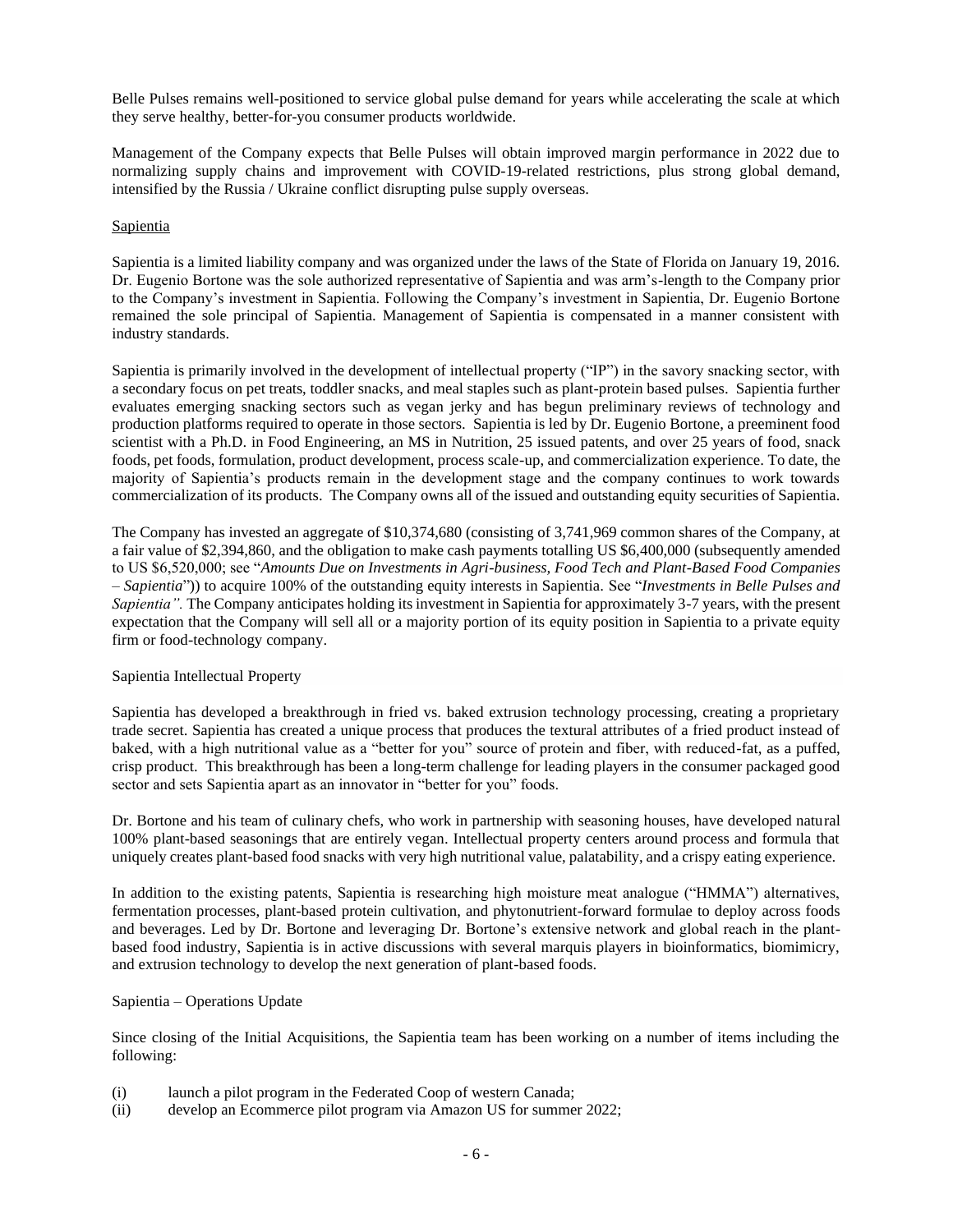Belle Pulses remains well-positioned to service global pulse demand for years while accelerating the scale at which they serve healthy, better-for-you consumer products worldwide.

Management of the Company expects that Belle Pulses will obtain improved margin performance in 2022 due to normalizing supply chains and improvement with COVID-19-related restrictions, plus strong global demand, intensified by the Russia / Ukraine conflict disrupting pulse supply overseas.

Sapientia

Sapientia is a limited liability company and was organized under the laws of the State of Florida on January 19, 2016. Dr. Eugenio Bortone was the sole authorized representative of Sapientia and was arm's-length to the Company prior to the Company's investment in Sapientia. Following the Company's investment in Sapientia, Dr. Eugenio Bortone remained the sole principal of Sapientia. Management of Sapientia is compensated in a manner consistent with industry standards.

Sapientia is primarily involved in the development of intellectual property ("IP") in the savory snacking sector, with a secondary focus on pet treats, toddler snacks, and meal staples such as plant-protein based pulses. Sapientia further evaluates emerging snacking sectors such as vegan jerky and has begun preliminary reviews of technology and production platforms required to operate in those sectors. Sapientia is led by Dr. Eugenio Bortone, a preeminent food scientist with a Ph.D. in Food Engineering, an MS in Nutrition, 25 issued patents, and over 25 years of food, snack foods, pet foods, formulation, product development, process scale-up, and commercialization experience. To date, the majority of Sapientia's products remain in the development stage and the company continues to work towards commercialization of its products. The Company owns all of the issued and outstanding equity securities of Sapientia.

The Company has invested an aggregate of $10,374,680 (consisting of 3,741,969 common shares of the Company, at a fair value of $2,394,860, and the obligation to make cash payments totalling US $6,400,000 (subsequently amended to US $6,520,000; see "*Amounts Due on Investments in Agri-business, Food Tech and Plant-Based Food Companies – Sapientia*")) to acquire 100% of the outstanding equity interests in Sapientia. See "*Investments in Belle Pulses and Sapientia".* The Company anticipates holding its investment in Sapientia for approximately 3-7 years, with the present expectation that the Company will sell all or a majority portion of its equity position in Sapientia to a private equity firm or food-technology company.

Sapientia Intellectual Property

Sapientia has developed a breakthrough in fried vs. baked extrusion technology processing, creating a proprietary trade secret. Sapientia has created a unique process that produces the textural attributes of a fried product instead of baked, with a high nutritional value as a "better for you" source of protein and fiber, with reduced-fat, as a puffed, crisp product. This breakthrough has been a long-term challenge for leading players in the consumer packaged good sector and sets Sapientia apart as an innovator in "better for you" foods.

Dr. Bortone and his team of culinary chefs, who work in partnership with seasoning houses, have developed natural 100% plant-based seasonings that are entirely vegan. Intellectual property centers around process and formula that uniquely creates plant-based food snacks with very high nutritional value, palatability, and a crispy eating experience.

In addition to the existing patents, Sapientia is researching high moisture meat analogue ("HMMA") alternatives, fermentation processes, plant-based protein cultivation, and phytonutrient-forward formulae to deploy across foods and beverages. Led by Dr. Bortone and leveraging Dr. Bortone's extensive network and global reach in the plant-based food industry, Sapientia is in active discussions with several marquis players in bioinformatics, biomimicry, and extrusion technology to develop the next generation of plant-based foods.

Sapientia – Operations Update

Since closing of the Initial Acquisitions, the Sapientia team has been working on a number of items including the following:

(i) launch a pilot program in the Federated Coop of western Canada;
(ii) develop an Ecommerce pilot program via Amazon US for summer 2022;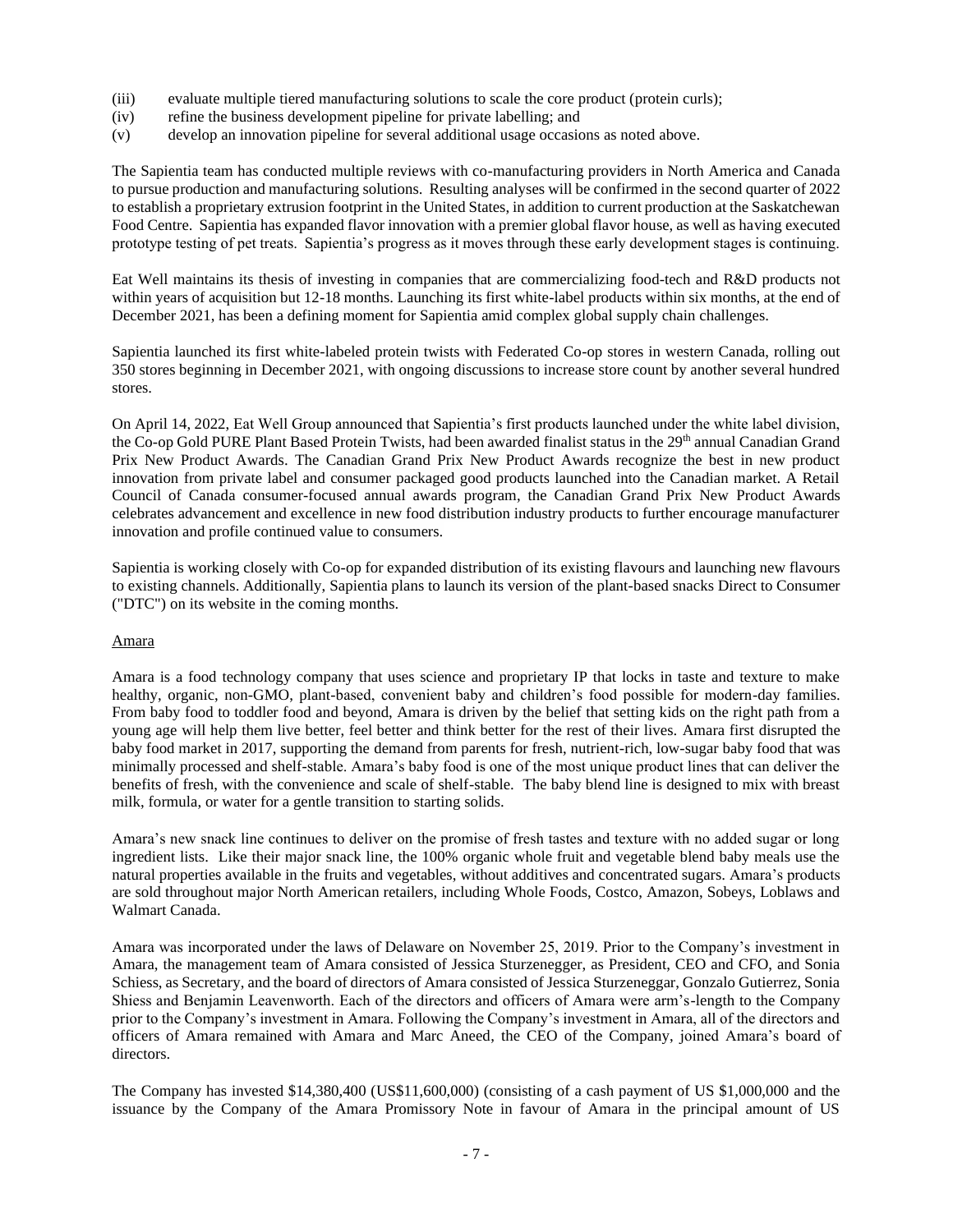(iii) evaluate multiple tiered manufacturing solutions to scale the core product (protein curls);
(iv) refine the business development pipeline for private labelling; and
(v) develop an innovation pipeline for several additional usage occasions as noted above.

The Sapientia team has conducted multiple reviews with co-manufacturing providers in North America and Canada to pursue production and manufacturing solutions. Resulting analyses will be confirmed in the second quarter of 2022 to establish a proprietary extrusion footprint in the United States, in addition to current production at the Saskatchewan Food Centre. Sapientia has expanded flavor innovation with a premier global flavor house, as well as having executed prototype testing of pet treats. Sapientia's progress as it moves through these early development stages is continuing.

Eat Well maintains its thesis of investing in companies that are commercializing food-tech and R&D products not within years of acquisition but 12-18 months. Launching its first white-label products within six months, at the end of December 2021, has been a defining moment for Sapientia amid complex global supply chain challenges.

Sapientia launched its first white-labeled protein twists with Federated Co-op stores in western Canada, rolling out 350 stores beginning in December 2021, with ongoing discussions to increase store count by another several hundred stores.

On April 14, 2022, Eat Well Group announced that Sapientia's first products launched under the white label division, the Co-op Gold PURE Plant Based Protein Twists, had been awarded finalist status in the 29th annual Canadian Grand Prix New Product Awards. The Canadian Grand Prix New Product Awards recognize the best in new product innovation from private label and consumer packaged good products launched into the Canadian market. A Retail Council of Canada consumer-focused annual awards program, the Canadian Grand Prix New Product Awards celebrates advancement and excellence in new food distribution industry products to further encourage manufacturer innovation and profile continued value to consumers.

Sapientia is working closely with Co-op for expanded distribution of its existing flavours and launching new flavours to existing channels. Additionally, Sapientia plans to launch its version of the plant-based snacks Direct to Consumer ("DTC") on its website in the coming months.

Amara

Amara is a food technology company that uses science and proprietary IP that locks in taste and texture to make healthy, organic, non-GMO, plant-based, convenient baby and children's food possible for modern-day families. From baby food to toddler food and beyond, Amara is driven by the belief that setting kids on the right path from a young age will help them live better, feel better and think better for the rest of their lives. Amara first disrupted the baby food market in 2017, supporting the demand from parents for fresh, nutrient-rich, low-sugar baby food that was minimally processed and shelf-stable. Amara's baby food is one of the most unique product lines that can deliver the benefits of fresh, with the convenience and scale of shelf-stable. The baby blend line is designed to mix with breast milk, formula, or water for a gentle transition to starting solids.

Amara's new snack line continues to deliver on the promise of fresh tastes and texture with no added sugar or long ingredient lists. Like their major snack line, the 100% organic whole fruit and vegetable blend baby meals use the natural properties available in the fruits and vegetables, without additives and concentrated sugars. Amara's products are sold throughout major North American retailers, including Whole Foods, Costco, Amazon, Sobeys, Loblaws and Walmart Canada.

Amara was incorporated under the laws of Delaware on November 25, 2019. Prior to the Company's investment in Amara, the management team of Amara consisted of Jessica Sturzenegger, as President, CEO and CFO, and Sonia Schiess, as Secretary, and the board of directors of Amara consisted of Jessica Sturzeneggar, Gonzalo Gutierrez, Sonia Shiess and Benjamin Leavenworth. Each of the directors and officers of Amara were arm's-length to the Company prior to the Company's investment in Amara. Following the Company's investment in Amara, all of the directors and officers of Amara remained with Amara and Marc Aneed, the CEO of the Company, joined Amara's board of directors.

The Company has invested $14,380,400 (US$11,600,000) (consisting of a cash payment of US $1,000,000 and the issuance by the Company of the Amara Promissory Note in favour of Amara in the principal amount of US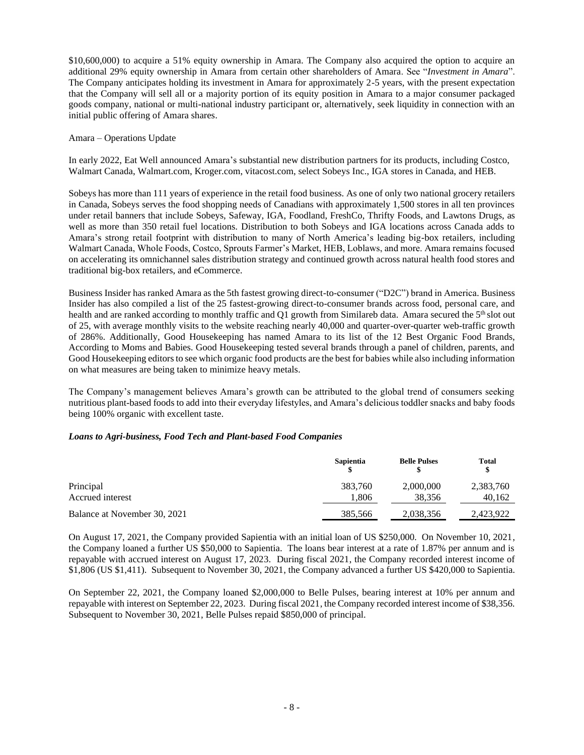$10,600,000) to acquire a 51% equity ownership in Amara. The Company also acquired the option to acquire an additional 29% equity ownership in Amara from certain other shareholders of Amara. See "*Investment in Amara*". The Company anticipates holding its investment in Amara for approximately 2-5 years, with the present expectation that the Company will sell all or a majority portion of its equity position in Amara to a major consumer packaged goods company, national or multi-national industry participant or, alternatively, seek liquidity in connection with an initial public offering of Amara shares.

Amara – Operations Update

In early 2022, Eat Well announced Amara's substantial new distribution partners for its products, including Costco, Walmart Canada, Walmart.com, Kroger.com, vitacost.com, select Sobeys Inc., IGA stores in Canada, and HEB.

Sobeys has more than 111 years of experience in the retail food business. As one of only two national grocery retailers in Canada, Sobeys serves the food shopping needs of Canadians with approximately 1,500 stores in all ten provinces under retail banners that include Sobeys, Safeway, IGA, Foodland, FreshCo, Thrifty Foods, and Lawtons Drugs, as well as more than 350 retail fuel locations. Distribution to both Sobeys and IGA locations across Canada adds to Amara's strong retail footprint with distribution to many of North America's leading big-box retailers, including Walmart Canada, Whole Foods, Costco, Sprouts Farmer's Market, HEB, Loblaws, and more. Amara remains focused on accelerating its omnichannel sales distribution strategy and continued growth across natural health food stores and traditional big-box retailers, and eCommerce.

Business Insider has ranked Amara as the 5th fastest growing direct-to-consumer ("D2C") brand in America. Business Insider has also compiled a list of the 25 fastest-growing direct-to-consumer brands across food, personal care, and health and are ranked according to monthly traffic and Q1 growth from Similareb data. Amara secured the 5th slot out of 25, with average monthly visits to the website reaching nearly 40,000 and quarter-over-quarter web-traffic growth of 286%. Additionally, Good Housekeeping has named Amara to its list of the 12 Best Organic Food Brands, According to Moms and Babies. Good Housekeeping tested several brands through a panel of children, parents, and Good Housekeeping editors to see which organic food products are the best for babies while also including information on what measures are being taken to minimize heavy metals.

The Company's management believes Amara's growth can be attributed to the global trend of consumers seeking nutritious plant-based foods to add into their everyday lifestyles, and Amara's delicious toddler snacks and baby foods being 100% organic with excellent taste.

***Loans to Agri-business, Food Tech and Plant-based Food Companies***

| | Sapientia<br>$ | Belle Pulses<br>$ | Total<br>$ |
|---|---|---|---|
| Principal | 383,760 | 2,000,000 | 2,383,760 |
| Accrued interest | 1,806 | 38,356 | 40,162 |
| Balance at November 30, 2021 | 385,566 | 2,038,356 | 2,423,922 |

On August 17, 2021, the Company provided Sapientia with an initial loan of US $250,000. On November 10, 2021, the Company loaned a further US $50,000 to Sapientia. The loans bear interest at a rate of 1.87% per annum and is repayable with accrued interest on August 17, 2023. During fiscal 2021, the Company recorded interest income of $1,806 (US $1,411). Subsequent to November 30, 2021, the Company advanced a further US $420,000 to Sapientia.

On September 22, 2021, the Company loaned $2,000,000 to Belle Pulses, bearing interest at 10% per annum and repayable with interest on September 22, 2023. During fiscal 2021, the Company recorded interest income of $38,356. Subsequent to November 30, 2021, Belle Pulses repaid $850,000 of principal.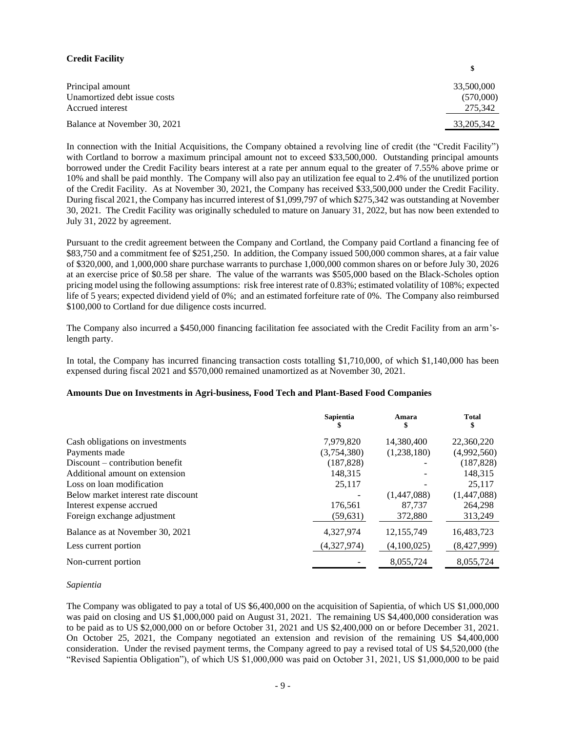**Credit Facility**

| | $ |
|---|---|
| Principal amount | 33,500,000 |
| Unamortized debt issue costs | (570,000) |
| Accrued interest | 275,342 |
| Balance at November 30, 2021 | 33,205,342 |

In connection with the Initial Acquisitions, the Company obtained a revolving line of credit (the "Credit Facility") with Cortland to borrow a maximum principal amount not to exceed $33,500,000. Outstanding principal amounts borrowed under the Credit Facility bears interest at a rate per annum equal to the greater of 7.55% above prime or 10% and shall be paid monthly. The Company will also pay an utilization fee equal to 2.4% of the unutilized portion of the Credit Facility. As at November 30, 2021, the Company has received $33,500,000 under the Credit Facility. During fiscal 2021, the Company has incurred interest of $1,099,797 of which $275,342 was outstanding at November 30, 2021. The Credit Facility was originally scheduled to mature on January 31, 2022, but has now been extended to July 31, 2022 by agreement.

Pursuant to the credit agreement between the Company and Cortland, the Company paid Cortland a financing fee of $83,750 and a commitment fee of $251,250. In addition, the Company issued 500,000 common shares, at a fair value of $320,000, and 1,000,000 share purchase warrants to purchase 1,000,000 common shares on or before July 30, 2026 at an exercise price of $0.58 per share. The value of the warrants was $505,000 based on the Black-Scholes option pricing model using the following assumptions: risk free interest rate of 0.83%; estimated volatility of 108%; expected life of 5 years; expected dividend yield of 0%; and an estimated forfeiture rate of 0%. The Company also reimbursed $100,000 to Cortland for due diligence costs incurred.

The Company also incurred a $450,000 financing facilitation fee associated with the Credit Facility from an arm's-length party.

In total, the Company has incurred financing transaction costs totalling $1,710,000, of which $1,140,000 has been expensed during fiscal 2021 and $570,000 remained unamortized as at November 30, 2021.

**Amounts Due on Investments in Agri-business, Food Tech and Plant-Based Food Companies**

| | Sapientia $ | Amara $ | Total $ |
|---|---|---|---|
| Cash obligations on investments | 7,979,820 | 14,380,400 | 22,360,220 |
| Payments made | (3,754,380) | (1,238,180) | (4,992,560) |
| Discount – contribution benefit | (187,828) | - | (187,828) |
| Additional amount on extension | 148,315 | - | 148,315 |
| Loss on loan modification | 25,117 | - | 25,117 |
| Below market interest rate discount | - | (1,447,088) | (1,447,088) |
| Interest expense accrued | 176,561 | 87,737 | 264,298 |
| Foreign exchange adjustment | (59,631) | 372,880 | 313,249 |
| Balance as at November 30, 2021 | 4,327,974 | 12,155,749 | 16,483,723 |
| Less current portion | (4,327,974) | (4,100,025) | (8,427,999) |
| Non-current portion | - | 8,055,724 | 8,055,724 |

*Sapientia*

The Company was obligated to pay a total of US $6,400,000 on the acquisition of Sapientia, of which US $1,000,000 was paid on closing and US $1,000,000 paid on August 31, 2021. The remaining US $4,400,000 consideration was to be paid as to US $2,000,000 on or before October 31, 2021 and US $2,400,000 on or before December 31, 2021. On October 25, 2021, the Company negotiated an extension and revision of the remaining US $4,400,000 consideration. Under the revised payment terms, the Company agreed to pay a revised total of US $4,520,000 (the "Revised Sapientia Obligation"), of which US $1,000,000 was paid on October 31, 2021, US $1,000,000 to be paid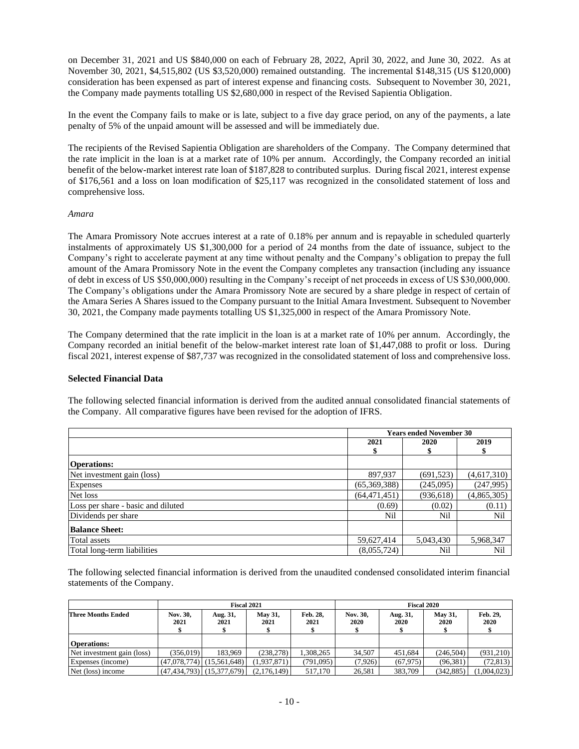on December 31, 2021 and US $840,000 on each of February 28, 2022, April 30, 2022, and June 30, 2022. As at November 30, 2021, $4,515,802 (US $3,520,000) remained outstanding. The incremental $148,315 (US $120,000) consideration has been expensed as part of interest expense and financing costs. Subsequent to November 30, 2021, the Company made payments totalling US $2,680,000 in respect of the Revised Sapientia Obligation.

In the event the Company fails to make or is late, subject to a five day grace period, on any of the payments, a late penalty of 5% of the unpaid amount will be assessed and will be immediately due.

The recipients of the Revised Sapientia Obligation are shareholders of the Company. The Company determined that the rate implicit in the loan is at a market rate of 10% per annum. Accordingly, the Company recorded an initial benefit of the below-market interest rate loan of $187,828 to contributed surplus. During fiscal 2021, interest expense of $176,561 and a loss on loan modification of $25,117 was recognized in the consolidated statement of loss and comprehensive loss.

*Amara*

The Amara Promissory Note accrues interest at a rate of 0.18% per annum and is repayable in scheduled quarterly instalments of approximately US $1,300,000 for a period of 24 months from the date of issuance, subject to the Company's right to accelerate payment at any time without penalty and the Company's obligation to prepay the full amount of the Amara Promissory Note in the event the Company completes any transaction (including any issuance of debt in excess of US $50,000,000) resulting in the Company's receipt of net proceeds in excess of US $30,000,000. The Company's obligations under the Amara Promissory Note are secured by a share pledge in respect of certain of the Amara Series A Shares issued to the Company pursuant to the Initial Amara Investment. Subsequent to November 30, 2021, the Company made payments totalling US $1,325,000 in respect of the Amara Promissory Note.

The Company determined that the rate implicit in the loan is at a market rate of 10% per annum. Accordingly, the Company recorded an initial benefit of the below-market interest rate loan of $1,447,088 to profit or loss. During fiscal 2021, interest expense of $87,737 was recognized in the consolidated statement of loss and comprehensive loss.

**Selected Financial Data**

The following selected financial information is derived from the audited annual consolidated financial statements of the Company. All comparative figures have been revised for the adoption of IFRS.

| | Years ended November 30 | | |
|---|---|---|---|
| | 2021<br>$ | 2020<br>$ | 2019<br>$ |
| **Operations:** | | | |
| Net investment gain (loss) | 897,937 | (691,523) | (4,617,310) |
| Expenses | (65,369,388) | (245,095) | (247,995) |
| Net loss | (64,471,451) | (936,618) | (4,865,305) |
| Loss per share - basic and diluted | (0.69) | (0.02) | (0.11) |
| Dividends per share | Nil | Nil | Nil |
| **Balance Sheet:** | | | |
| Total assets | 59,627,414 | 5,043,430 | 5,968,347 |
| Total long-term liabilities | (8,055,724) | Nil | Nil |

The following selected financial information is derived from the unaudited condensed consolidated interim financial statements of the Company.

| | Fiscal 2021 | | | | Fiscal 2020 | | | |
|---|---|---|---|---|---|---|---|---|
| **Three Months Ended** | **Nov. 30, 2021**<br>**$** | **Aug. 31, 2021**<br>**$** | **May 31, 2021**<br>**$** | **Feb. 28, 2021**<br>**$** | **Nov. 30, 2020**<br>**$** | **Aug. 31, 2020**<br>**$** | **May 31, 2020**<br>**$** | **Feb. 29, 2020**<br>**$** |
| **Operations:** | | | | | | | | |
| Net investment gain (loss) | (356,019) | 183,969 | (238,278) | 1,308,265 | 34,507 | 451,684 | (246,504) | (931,210) |
| Expenses (income) | (47,078,774) | (15,561,648) | (1,937,871) | (791,095) | (7,926) | (67,975) | (96,381) | (72,813) |
| Net (loss) income | (47,434,793) | (15,377,679) | (2,176,149) | 517,170 | 26,581 | 383,709 | (342,885) | (1,004,023) |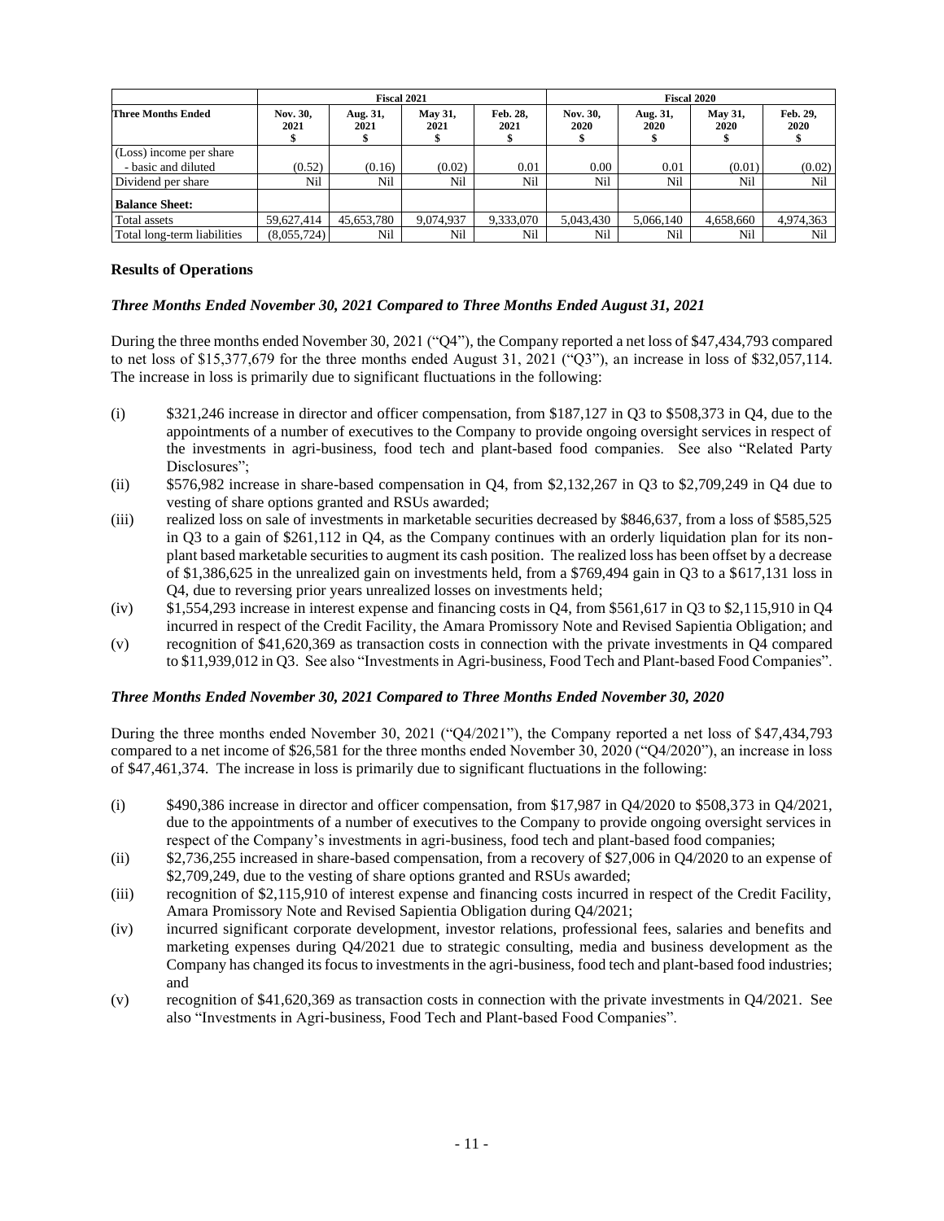| | Fiscal 2021 | | | | Fiscal 2020 | | | |
|---|---|---|---|---|---|---|---|---|
| **Three Months Ended** | **Nov. 30, 2021 $** | **Aug. 31, 2021 $** | **May 31, 2021 $** | **Feb. 28, 2021 $** | **Nov. 30, 2020 $** | **Aug. 31, 2020 $** | **May 31, 2020 $** | **Feb. 29, 2020 $** |
| (Loss) income per share - basic and diluted | (0.52) | (0.16) | (0.02) | 0.01 | 0.00 | 0.01 | (0.01) | (0.02) |
| Dividend per share | Nil | Nil | Nil | Nil | Nil | Nil | Nil | Nil |
| **Balance Sheet:** | | | | | | | | |
| Total assets | 59,627,414 | 45,653,780 | 9,074,937 | 9,333,070 | 5,043,430 | 5,066,140 | 4,658,660 | 4,974,363 |
| Total long-term liabilities | (8,055,724) | Nil | Nil | Nil | Nil | Nil | Nil | Nil |

### Results of Operations

#### *Three Months Ended November 30, 2021 Compared to Three Months Ended August 31, 2021*

During the three months ended November 30, 2021 ("Q4"), the Company reported a net loss of $47,434,793 compared to net loss of $15,377,679 for the three months ended August 31, 2021 ("Q3"), an increase in loss of $32,057,114. The increase in loss is primarily due to significant fluctuations in the following:

(i) $321,246 increase in director and officer compensation, from $187,127 in Q3 to $508,373 in Q4, due to the appointments of a number of executives to the Company to provide ongoing oversight services in respect of the investments in agri-business, food tech and plant-based food companies. See also "Related Party Disclosures";

(ii) $576,982 increase in share-based compensation in Q4, from $2,132,267 in Q3 to $2,709,249 in Q4 due to vesting of share options granted and RSUs awarded;

(iii) realized loss on sale of investments in marketable securities decreased by $846,637, from a loss of $585,525 in Q3 to a gain of $261,112 in Q4, as the Company continues with an orderly liquidation plan for its non-plant based marketable securities to augment its cash position. The realized loss has been offset by a decrease of $1,386,625 in the unrealized gain on investments held, from a $769,494 gain in Q3 to a $617,131 loss in Q4, due to reversing prior years unrealized losses on investments held;

(iv) $1,554,293 increase in interest expense and financing costs in Q4, from $561,617 in Q3 to $2,115,910 in Q4 incurred in respect of the Credit Facility, the Amara Promissory Note and Revised Sapientia Obligation; and

(v) recognition of $41,620,369 as transaction costs in connection with the private investments in Q4 compared to $11,939,012 in Q3. See also "Investments in Agri-business, Food Tech and Plant-based Food Companies".

#### *Three Months Ended November 30, 2021 Compared to Three Months Ended November 30, 2020*

During the three months ended November 30, 2021 ("Q4/2021"), the Company reported a net loss of $47,434,793 compared to a net income of $26,581 for the three months ended November 30, 2020 ("Q4/2020"), an increase in loss of $47,461,374. The increase in loss is primarily due to significant fluctuations in the following:

(i) $490,386 increase in director and officer compensation, from $17,987 in Q4/2020 to $508,373 in Q4/2021, due to the appointments of a number of executives to the Company to provide ongoing oversight services in respect of the Company's investments in agri-business, food tech and plant-based food companies;

(ii) $2,736,255 increased in share-based compensation, from a recovery of $27,006 in Q4/2020 to an expense of $2,709,249, due to the vesting of share options granted and RSUs awarded;

(iii) recognition of $2,115,910 of interest expense and financing costs incurred in respect of the Credit Facility, Amara Promissory Note and Revised Sapientia Obligation during Q4/2021;

(iv) incurred significant corporate development, investor relations, professional fees, salaries and benefits and marketing expenses during Q4/2021 due to strategic consulting, media and business development as the Company has changed its focus to investments in the agri-business, food tech and plant-based food industries; and

(v) recognition of $41,620,369 as transaction costs in connection with the private investments in Q4/2021. See also "Investments in Agri-business, Food Tech and Plant-based Food Companies".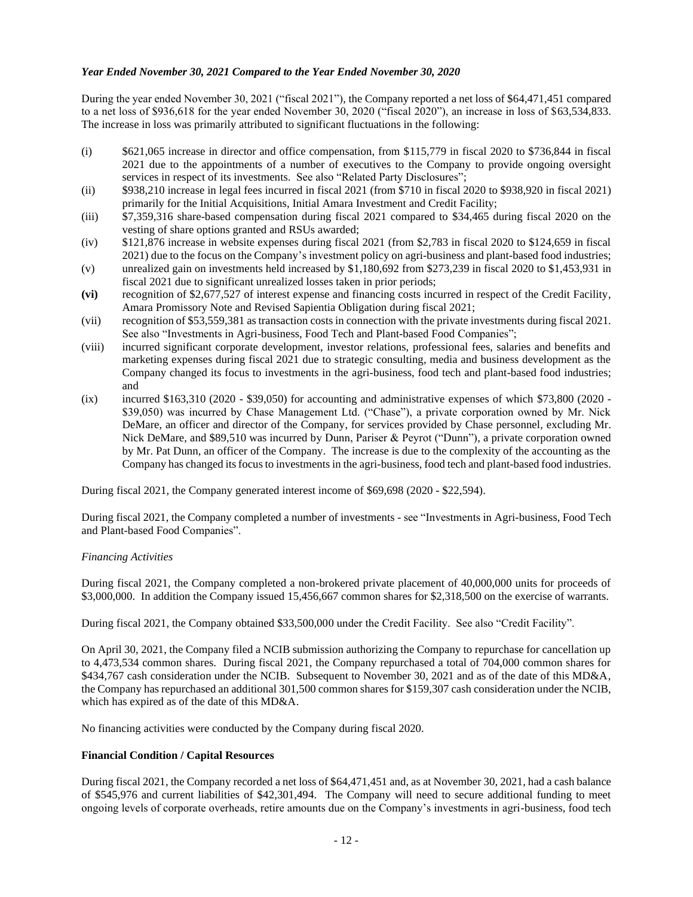*Year Ended November 30, 2021 Compared to the Year Ended November 30, 2020*

During the year ended November 30, 2021 ("fiscal 2021"), the Company reported a net loss of $64,471,451 compared to a net loss of $936,618 for the year ended November 30, 2020 ("fiscal 2020"), an increase in loss of $63,534,833. The increase in loss was primarily attributed to significant fluctuations in the following:

(i) $621,065 increase in director and office compensation, from $115,779 in fiscal 2020 to $736,844 in fiscal 2021 due to the appointments of a number of executives to the Company to provide ongoing oversight services in respect of its investments. See also "Related Party Disclosures";

(ii) $938,210 increase in legal fees incurred in fiscal 2021 (from $710 in fiscal 2020 to $938,920 in fiscal 2021) primarily for the Initial Acquisitions, Initial Amara Investment and Credit Facility;

(iii) $7,359,316 share-based compensation during fiscal 2021 compared to $34,465 during fiscal 2020 on the vesting of share options granted and RSUs awarded;

(iv) $121,876 increase in website expenses during fiscal 2021 (from $2,783 in fiscal 2020 to $124,659 in fiscal 2021) due to the focus on the Company's investment policy on agri-business and plant-based food industries;

(v) unrealized gain on investments held increased by $1,180,692 from $273,239 in fiscal 2020 to $1,453,931 in fiscal 2021 due to significant unrealized losses taken in prior periods;

**(vi)** recognition of $2,677,527 of interest expense and financing costs incurred in respect of the Credit Facility, Amara Promissory Note and Revised Sapientia Obligation during fiscal 2021;

(vii) recognition of $53,559,381 as transaction costs in connection with the private investments during fiscal 2021. See also "Investments in Agri-business, Food Tech and Plant-based Food Companies";

(viii) incurred significant corporate development, investor relations, professional fees, salaries and benefits and marketing expenses during fiscal 2021 due to strategic consulting, media and business development as the Company changed its focus to investments in the agri-business, food tech and plant-based food industries; and

(ix) incurred $163,310 (2020 - $39,050) for accounting and administrative expenses of which $73,800 (2020 - $39,050) was incurred by Chase Management Ltd. ("Chase"), a private corporation owned by Mr. Nick DeMare, an officer and director of the Company, for services provided by Chase personnel, excluding Mr. Nick DeMare, and $89,510 was incurred by Dunn, Pariser & Peyrot ("Dunn"), a private corporation owned by Mr. Pat Dunn, an officer of the Company. The increase is due to the complexity of the accounting as the Company has changed its focus to investments in the agri-business, food tech and plant-based food industries.

During fiscal 2021, the Company generated interest income of $69,698 (2020 - $22,594).

During fiscal 2021, the Company completed a number of investments - see "Investments in Agri-business, Food Tech and Plant-based Food Companies".

*Financing Activities*

During fiscal 2021, the Company completed a non-brokered private placement of 40,000,000 units for proceeds of $3,000,000. In addition the Company issued 15,456,667 common shares for $2,318,500 on the exercise of warrants.

During fiscal 2021, the Company obtained $33,500,000 under the Credit Facility. See also "Credit Facility".

On April 30, 2021, the Company filed a NCIB submission authorizing the Company to repurchase for cancellation up to 4,473,534 common shares. During fiscal 2021, the Company repurchased a total of 704,000 common shares for $434,767 cash consideration under the NCIB. Subsequent to November 30, 2021 and as of the date of this MD&A, the Company has repurchased an additional 301,500 common shares for $159,307 cash consideration under the NCIB, which has expired as of the date of this MD&A.

No financing activities were conducted by the Company during fiscal 2020.

**Financial Condition / Capital Resources**

During fiscal 2021, the Company recorded a net loss of $64,471,451 and, as at November 30, 2021, had a cash balance of $545,976 and current liabilities of $42,301,494. The Company will need to secure additional funding to meet ongoing levels of corporate overheads, retire amounts due on the Company's investments in agri-business, food tech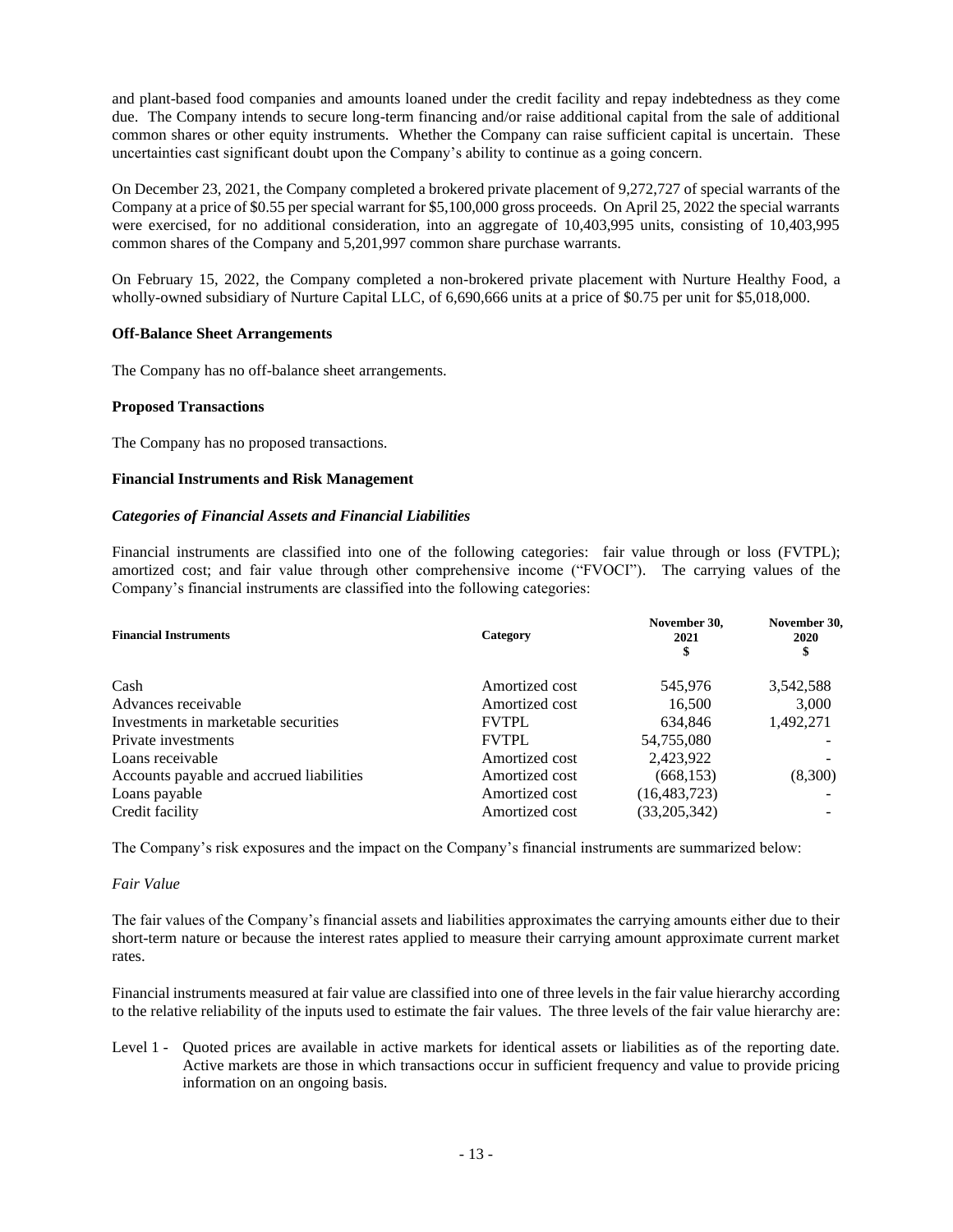and plant-based food companies and amounts loaned under the credit facility and repay indebtedness as they come due. The Company intends to secure long-term financing and/or raise additional capital from the sale of additional common shares or other equity instruments. Whether the Company can raise sufficient capital is uncertain. These uncertainties cast significant doubt upon the Company's ability to continue as a going concern.

On December 23, 2021, the Company completed a brokered private placement of 9,272,727 of special warrants of the Company at a price of $0.55 per special warrant for $5,100,000 gross proceeds. On April 25, 2022 the special warrants were exercised, for no additional consideration, into an aggregate of 10,403,995 units, consisting of 10,403,995 common shares of the Company and 5,201,997 common share purchase warrants.

On February 15, 2022, the Company completed a non-brokered private placement with Nurture Healthy Food, a wholly-owned subsidiary of Nurture Capital LLC, of 6,690,666 units at a price of $0.75 per unit for $5,018,000.

**Off-Balance Sheet Arrangements**

The Company has no off-balance sheet arrangements.

**Proposed Transactions**

The Company has no proposed transactions.

**Financial Instruments and Risk Management**

***Categories of Financial Assets and Financial Liabilities***

Financial instruments are classified into one of the following categories: fair value through or loss (FVTPL); amortized cost; and fair value through other comprehensive income ("FVOCI"). The carrying values of the Company's financial instruments are classified into the following categories:

| Financial Instruments | Category | November 30, 2021 $ | November 30, 2020 $ |
|---|---|---|---|
| Cash | Amortized cost | 545,976 | 3,542,588 |
| Advances receivable | Amortized cost | 16,500 | 3,000 |
| Investments in marketable securities | FVTPL | 634,846 | 1,492,271 |
| Private investments | FVTPL | 54,755,080 | - |
| Loans receivable | Amortized cost | 2,423,922 | - |
| Accounts payable and accrued liabilities | Amortized cost | (668,153) | (8,300) |
| Loans payable | Amortized cost | (16,483,723) | - |
| Credit facility | Amortized cost | (33,205,342) | - |

The Company's risk exposures and the impact on the Company's financial instruments are summarized below:

*Fair Value*

The fair values of the Company's financial assets and liabilities approximates the carrying amounts either due to their short-term nature or because the interest rates applied to measure their carrying amount approximate current market rates.

Financial instruments measured at fair value are classified into one of three levels in the fair value hierarchy according to the relative reliability of the inputs used to estimate the fair values. The three levels of the fair value hierarchy are:

Level 1 - Quoted prices are available in active markets for identical assets or liabilities as of the reporting date. Active markets are those in which transactions occur in sufficient frequency and value to provide pricing information on an ongoing basis.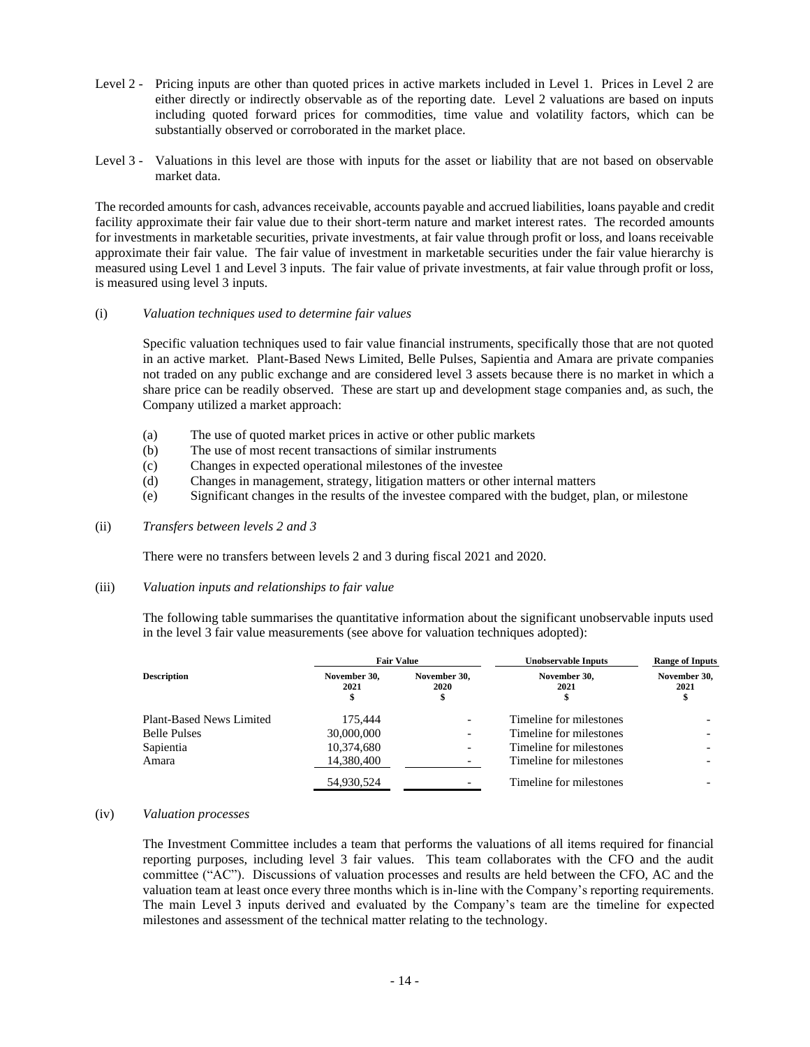Level 2 - Pricing inputs are other than quoted prices in active markets included in Level 1. Prices in Level 2 are either directly or indirectly observable as of the reporting date. Level 2 valuations are based on inputs including quoted forward prices for commodities, time value and volatility factors, which can be substantially observed or corroborated in the market place.

Level 3 - Valuations in this level are those with inputs for the asset or liability that are not based on observable market data.

The recorded amounts for cash, advances receivable, accounts payable and accrued liabilities, loans payable and credit facility approximate their fair value due to their short-term nature and market interest rates. The recorded amounts for investments in marketable securities, private investments, at fair value through profit or loss, and loans receivable approximate their fair value. The fair value of investment in marketable securities under the fair value hierarchy is measured using Level 1 and Level 3 inputs. The fair value of private investments, at fair value through profit or loss, is measured using level 3 inputs.

(i) *Valuation techniques used to determine fair values*

Specific valuation techniques used to fair value financial instruments, specifically those that are not quoted in an active market. Plant-Based News Limited, Belle Pulses, Sapientia and Amara are private companies not traded on any public exchange and are considered level 3 assets because there is no market in which a share price can be readily observed. These are start up and development stage companies and, as such, the Company utilized a market approach:

(a) The use of quoted market prices in active or other public markets
(b) The use of most recent transactions of similar instruments
(c) Changes in expected operational milestones of the investee
(d) Changes in management, strategy, litigation matters or other internal matters
(e) Significant changes in the results of the investee compared with the budget, plan, or milestone

(ii) *Transfers between levels 2 and 3*

There were no transfers between levels 2 and 3 during fiscal 2021 and 2020.

(iii) *Valuation inputs and relationships to fair value*

The following table summarises the quantitative information about the significant unobservable inputs used in the level 3 fair value measurements (see above for valuation techniques adopted):

| | Fair Value | | Unobservable Inputs | Range of Inputs |
|---|---|---|---|---|
| Description | November 30, 2021 $ | November 30, 2020 $ | November 30, 2021 $ | November 30, 2021 $ |
| Plant-Based News Limited | 175,444 | - | Timeline for milestones | - |
| Belle Pulses | 30,000,000 | - | Timeline for milestones | - |
| Sapientia | 10,374,680 | - | Timeline for milestones | - |
| Amara | 14,380,400 | - | Timeline for milestones | - |
| | 54,930,524 | - | Timeline for milestones | - |

(iv) *Valuation processes*

The Investment Committee includes a team that performs the valuations of all items required for financial reporting purposes, including level 3 fair values. This team collaborates with the CFO and the audit committee ("AC"). Discussions of valuation processes and results are held between the CFO, AC and the valuation team at least once every three months which is in-line with the Company's reporting requirements. The main Level 3 inputs derived and evaluated by the Company's team are the timeline for expected milestones and assessment of the technical matter relating to the technology.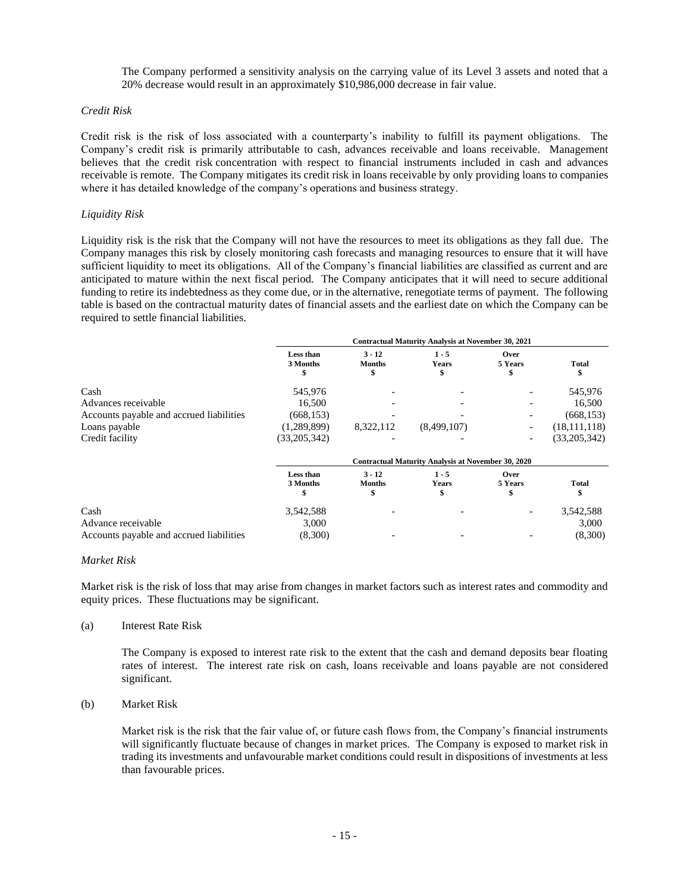The Company performed a sensitivity analysis on the carrying value of its Level 3 assets and noted that a 20% decrease would result in an approximately $10,986,000 decrease in fair value.

*Credit Risk*

Credit risk is the risk of loss associated with a counterparty's inability to fulfill its payment obligations. The Company's credit risk is primarily attributable to cash, advances receivable and loans receivable. Management believes that the credit risk concentration with respect to financial instruments included in cash and advances receivable is remote. The Company mitigates its credit risk in loans receivable by only providing loans to companies where it has detailed knowledge of the company's operations and business strategy.

*Liquidity Risk*

Liquidity risk is the risk that the Company will not have the resources to meet its obligations as they fall due. The Company manages this risk by closely monitoring cash forecasts and managing resources to ensure that it will have sufficient liquidity to meet its obligations. All of the Company's financial liabilities are classified as current and are anticipated to mature within the next fiscal period. The Company anticipates that it will need to secure additional funding to retire its indebtedness as they come due, or in the alternative, renegotiate terms of payment. The following table is based on the contractual maturity dates of financial assets and the earliest date on which the Company can be required to settle financial liabilities.

| | **Contractual Maturity Analysis at November 30, 2021** | | | | |
|---|---|---|---|---|---|
| | **Less than 3 Months $** | **3 - 12 Months $** | **1 - 5 Years $** | **Over 5 Years $** | **Total $** |
| Cash | 545,976 | - | - | - | 545,976 |
| Advances receivable | 16,500 | - | - | - | 16,500 |
| Accounts payable and accrued liabilities | (668,153) | - | - | - | (668,153) |
| Loans payable | (1,289,899) | 8,322,112 | (8,499,107) | - | (18,111,118) |
| Credit facility | (33,205,342) | - | - | - | (33,205,342) |

| | **Contractual Maturity Analysis at November 30, 2020** | | | | |
|---|---|---|---|---|---|
| | **Less than 3 Months $** | **3 - 12 Months $** | **1 - 5 Years $** | **Over 5 Years $** | **Total $** |
| Cash | 3,542,588 | - | - | - | 3,542,588 |
| Advance receivable | 3,000 | | | | 3,000 |
| Accounts payable and accrued liabilities | (8,300) | - | - | - | (8,300) |

*Market Risk*

Market risk is the risk of loss that may arise from changes in market factors such as interest rates and commodity and equity prices. These fluctuations may be significant.

(a) Interest Rate Risk

The Company is exposed to interest rate risk to the extent that the cash and demand deposits bear floating rates of interest. The interest rate risk on cash, loans receivable and loans payable are not considered significant.

(b) Market Risk

Market risk is the risk that the fair value of, or future cash flows from, the Company's financial instruments will significantly fluctuate because of changes in market prices. The Company is exposed to market risk in trading its investments and unfavourable market conditions could result in dispositions of investments at less than favourable prices.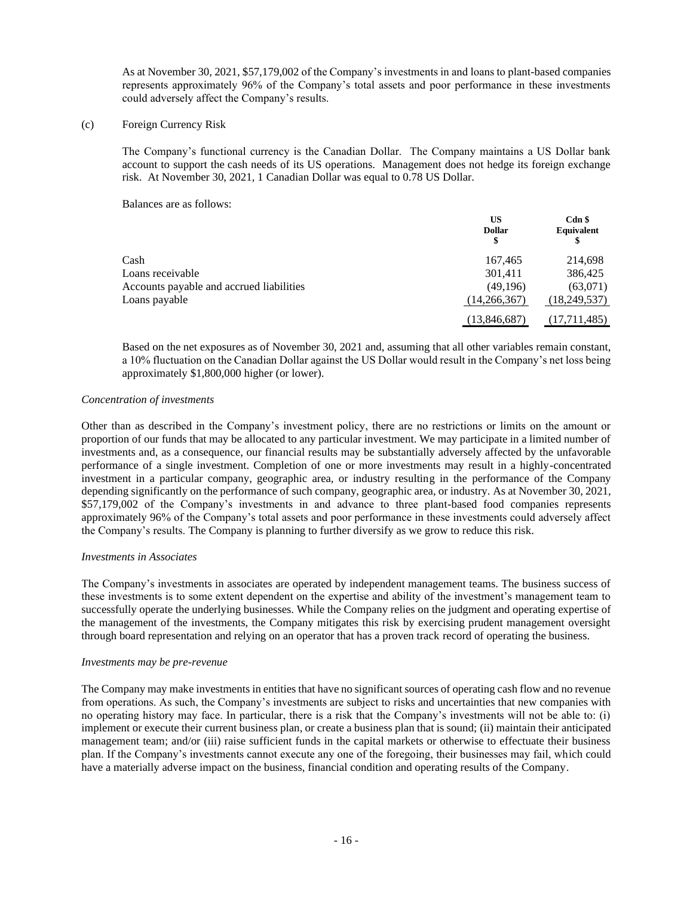As at November 30, 2021, $57,179,002 of the Company's investments in and loans to plant-based companies represents approximately 96% of the Company's total assets and poor performance in these investments could adversely affect the Company's results.

(c) Foreign Currency Risk

The Company's functional currency is the Canadian Dollar. The Company maintains a US Dollar bank account to support the cash needs of its US operations. Management does not hedge its foreign exchange risk. At November 30, 2021, 1 Canadian Dollar was equal to 0.78 US Dollar.

Balances are as follows:

| | US Dollar $ | Cdn $ Equivalent $ |
|---|---|---|
| Cash | 167,465 | 214,698 |
| Loans receivable | 301,411 | 386,425 |
| Accounts payable and accrued liabilities | (49,196) | (63,071) |
| Loans payable | (14,266,367) | (18,249,537) |
| | (13,846,687) | (17,711,485) |

Based on the net exposures as of November 30, 2021 and, assuming that all other variables remain constant, a 10% fluctuation on the Canadian Dollar against the US Dollar would result in the Company's net loss being approximately $1,800,000 higher (or lower).

*Concentration of investments*

Other than as described in the Company's investment policy, there are no restrictions or limits on the amount or proportion of our funds that may be allocated to any particular investment. We may participate in a limited number of investments and, as a consequence, our financial results may be substantially adversely affected by the unfavorable performance of a single investment. Completion of one or more investments may result in a highly-concentrated investment in a particular company, geographic area, or industry resulting in the performance of the Company depending significantly on the performance of such company, geographic area, or industry. As at November 30, 2021, $57,179,002 of the Company's investments in and advance to three plant-based food companies represents approximately 96% of the Company's total assets and poor performance in these investments could adversely affect the Company's results. The Company is planning to further diversify as we grow to reduce this risk.

*Investments in Associates*

The Company's investments in associates are operated by independent management teams. The business success of these investments is to some extent dependent on the expertise and ability of the investment's management team to successfully operate the underlying businesses. While the Company relies on the judgment and operating expertise of the management of the investments, the Company mitigates this risk by exercising prudent management oversight through board representation and relying on an operator that has a proven track record of operating the business.

*Investments may be pre-revenue*

The Company may make investments in entities that have no significant sources of operating cash flow and no revenue from operations. As such, the Company's investments are subject to risks and uncertainties that new companies with no operating history may face. In particular, there is a risk that the Company's investments will not be able to: (i) implement or execute their current business plan, or create a business plan that is sound; (ii) maintain their anticipated management team; and/or (iii) raise sufficient funds in the capital markets or otherwise to effectuate their business plan. If the Company's investments cannot execute any one of the foregoing, their businesses may fail, which could have a materially adverse impact on the business, financial condition and operating results of the Company.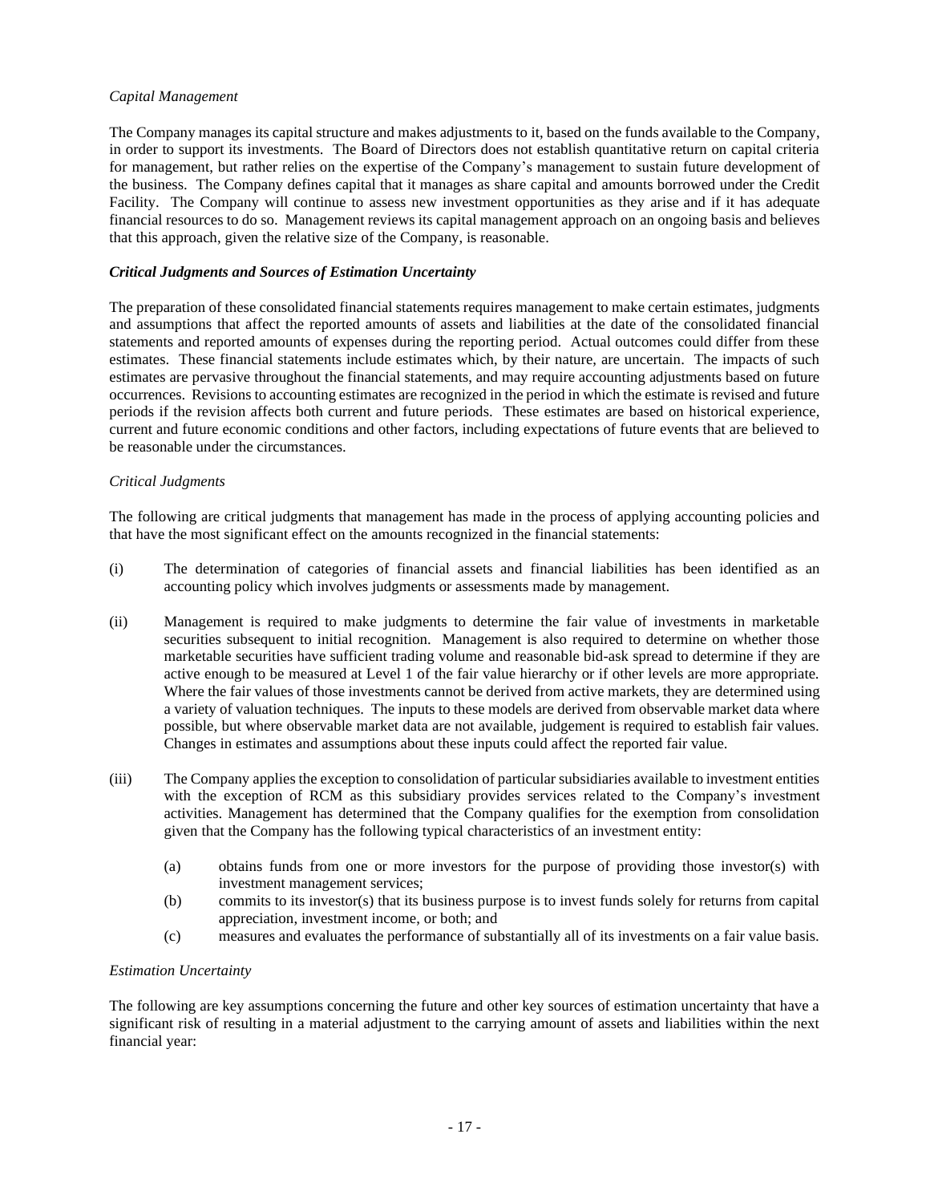*Capital Management*

The Company manages its capital structure and makes adjustments to it, based on the funds available to the Company, in order to support its investments. The Board of Directors does not establish quantitative return on capital criteria for management, but rather relies on the expertise of the Company's management to sustain future development of the business. The Company defines capital that it manages as share capital and amounts borrowed under the Credit Facility. The Company will continue to assess new investment opportunities as they arise and if it has adequate financial resources to do so. Management reviews its capital management approach on an ongoing basis and believes that this approach, given the relative size of the Company, is reasonable.

***Critical Judgments and Sources of Estimation Uncertainty***

The preparation of these consolidated financial statements requires management to make certain estimates, judgments and assumptions that affect the reported amounts of assets and liabilities at the date of the consolidated financial statements and reported amounts of expenses during the reporting period. Actual outcomes could differ from these estimates. These financial statements include estimates which, by their nature, are uncertain. The impacts of such estimates are pervasive throughout the financial statements, and may require accounting adjustments based on future occurrences. Revisions to accounting estimates are recognized in the period in which the estimate is revised and future periods if the revision affects both current and future periods. These estimates are based on historical experience, current and future economic conditions and other factors, including expectations of future events that are believed to be reasonable under the circumstances.

*Critical Judgments*

The following are critical judgments that management has made in the process of applying accounting policies and that have the most significant effect on the amounts recognized in the financial statements:

(i) The determination of categories of financial assets and financial liabilities has been identified as an accounting policy which involves judgments or assessments made by management.

(ii) Management is required to make judgments to determine the fair value of investments in marketable securities subsequent to initial recognition. Management is also required to determine on whether those marketable securities have sufficient trading volume and reasonable bid-ask spread to determine if they are active enough to be measured at Level 1 of the fair value hierarchy or if other levels are more appropriate. Where the fair values of those investments cannot be derived from active markets, they are determined using a variety of valuation techniques. The inputs to these models are derived from observable market data where possible, but where observable market data are not available, judgement is required to establish fair values. Changes in estimates and assumptions about these inputs could affect the reported fair value.

(iii) The Company applies the exception to consolidation of particular subsidiaries available to investment entities with the exception of RCM as this subsidiary provides services related to the Company's investment activities. Management has determined that the Company qualifies for the exemption from consolidation given that the Company has the following typical characteristics of an investment entity:

 (a) obtains funds from one or more investors for the purpose of providing those investor(s) with investment management services;
 (b) commits to its investor(s) that its business purpose is to invest funds solely for returns from capital appreciation, investment income, or both; and
 (c) measures and evaluates the performance of substantially all of its investments on a fair value basis.

*Estimation Uncertainty*

The following are key assumptions concerning the future and other key sources of estimation uncertainty that have a significant risk of resulting in a material adjustment to the carrying amount of assets and liabilities within the next financial year: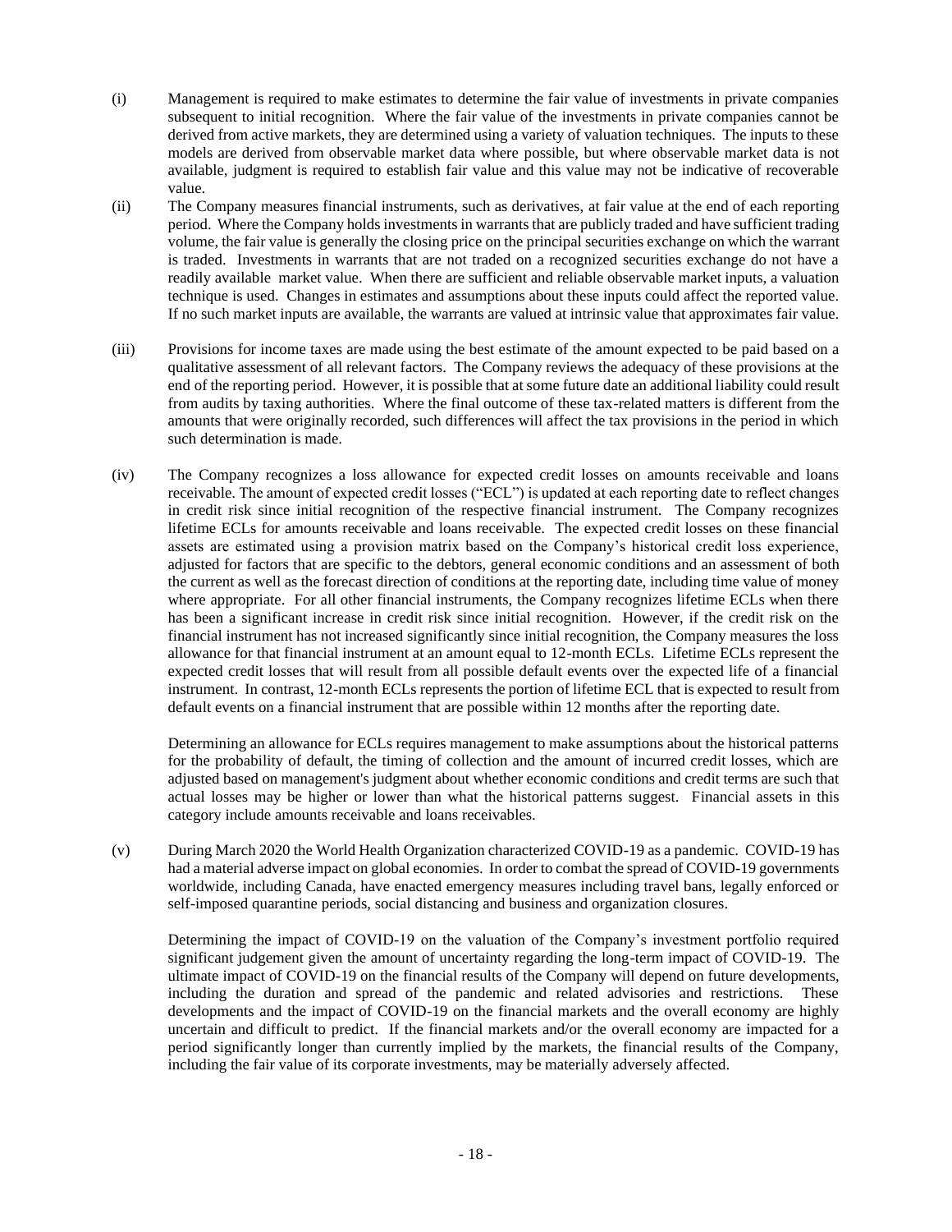(i) Management is required to make estimates to determine the fair value of investments in private companies subsequent to initial recognition. Where the fair value of the investments in private companies cannot be derived from active markets, they are determined using a variety of valuation techniques. The inputs to these models are derived from observable market data where possible, but where observable market data is not available, judgment is required to establish fair value and this value may not be indicative of recoverable value.

(ii) The Company measures financial instruments, such as derivatives, at fair value at the end of each reporting period. Where the Company holds investments in warrants that are publicly traded and have sufficient trading volume, the fair value is generally the closing price on the principal securities exchange on which the warrant is traded. Investments in warrants that are not traded on a recognized securities exchange do not have a readily available market value. When there are sufficient and reliable observable market inputs, a valuation technique is used. Changes in estimates and assumptions about these inputs could affect the reported value. If no such market inputs are available, the warrants are valued at intrinsic value that approximates fair value.

(iii) Provisions for income taxes are made using the best estimate of the amount expected to be paid based on a qualitative assessment of all relevant factors. The Company reviews the adequacy of these provisions at the end of the reporting period. However, it is possible that at some future date an additional liability could result from audits by taxing authorities. Where the final outcome of these tax-related matters is different from the amounts that were originally recorded, such differences will affect the tax provisions in the period in which such determination is made.

(iv) The Company recognizes a loss allowance for expected credit losses on amounts receivable and loans receivable. The amount of expected credit losses ("ECL") is updated at each reporting date to reflect changes in credit risk since initial recognition of the respective financial instrument. The Company recognizes lifetime ECLs for amounts receivable and loans receivable. The expected credit losses on these financial assets are estimated using a provision matrix based on the Company's historical credit loss experience, adjusted for factors that are specific to the debtors, general economic conditions and an assessment of both the current as well as the forecast direction of conditions at the reporting date, including time value of money where appropriate. For all other financial instruments, the Company recognizes lifetime ECLs when there has been a significant increase in credit risk since initial recognition. However, if the credit risk on the financial instrument has not increased significantly since initial recognition, the Company measures the loss allowance for that financial instrument at an amount equal to 12-month ECLs. Lifetime ECLs represent the expected credit losses that will result from all possible default events over the expected life of a financial instrument. In contrast, 12-month ECLs represents the portion of lifetime ECL that is expected to result from default events on a financial instrument that are possible within 12 months after the reporting date.

Determining an allowance for ECLs requires management to make assumptions about the historical patterns for the probability of default, the timing of collection and the amount of incurred credit losses, which are adjusted based on management's judgment about whether economic conditions and credit terms are such that actual losses may be higher or lower than what the historical patterns suggest. Financial assets in this category include amounts receivable and loans receivables.

(v) During March 2020 the World Health Organization characterized COVID-19 as a pandemic. COVID-19 has had a material adverse impact on global economies. In order to combat the spread of COVID-19 governments worldwide, including Canada, have enacted emergency measures including travel bans, legally enforced or self-imposed quarantine periods, social distancing and business and organization closures.

Determining the impact of COVID-19 on the valuation of the Company's investment portfolio required significant judgement given the amount of uncertainty regarding the long-term impact of COVID-19. The ultimate impact of COVID-19 on the financial results of the Company will depend on future developments, including the duration and spread of the pandemic and related advisories and restrictions. These developments and the impact of COVID-19 on the financial markets and the overall economy are highly uncertain and difficult to predict. If the financial markets and/or the overall economy are impacted for a period significantly longer than currently implied by the markets, the financial results of the Company, including the fair value of its corporate investments, may be materially adversely affected.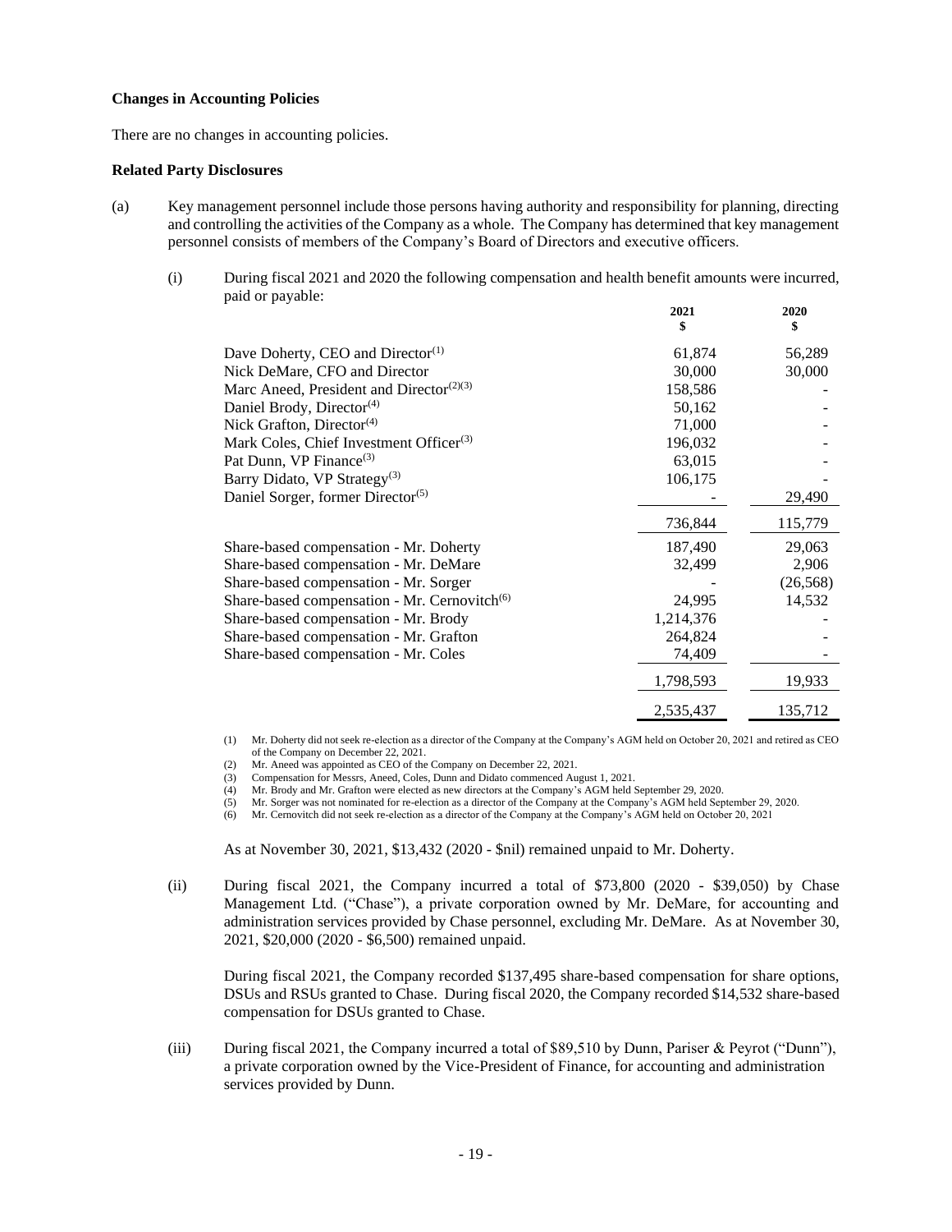**Changes in Accounting Policies**

There are no changes in accounting policies.

**Related Party Disclosures**

(a) Key management personnel include those persons having authority and responsibility for planning, directing and controlling the activities of the Company as a whole. The Company has determined that key management personnel consists of members of the Company's Board of Directors and executive officers.

(i) During fiscal 2021 and 2020 the following compensation and health benefit amounts were incurred, paid or payable:

| | 2021<br>$ | 2020<br>$ |
|---|---|---|
| Dave Doherty, CEO and Director(1) | 61,874 | 56,289 |
| Nick DeMare, CFO and Director | 30,000 | 30,000 |
| Marc Aneed, President and Director(2)(3) | 158,586 | - |
| Daniel Brody, Director(4) | 50,162 | - |
| Nick Grafton, Director(4) | 71,000 | - |
| Mark Coles, Chief Investment Officer(3) | 196,032 | - |
| Pat Dunn, VP Finance(3) | 63,015 | - |
| Barry Didato, VP Strategy(3) | 106,175 | - |
| Daniel Sorger, former Director(5) | - | 29,490 |
| | 736,844 | 115,779 |
| Share-based compensation - Mr. Doherty | 187,490 | 29,063 |
| Share-based compensation - Mr. DeMare | 32,499 | 2,906 |
| Share-based compensation - Mr. Sorger | - | (26,568) |
| Share-based compensation - Mr. Cernovitch(6) | 24,995 | 14,532 |
| Share-based compensation - Mr. Brody | 1,214,376 | - |
| Share-based compensation - Mr. Grafton | 264,824 | - |
| Share-based compensation - Mr. Coles | 74,409 | - |
| | 1,798,593 | 19,933 |
| | 2,535,437 | 135,712 |

(1) Mr. Doherty did not seek re-election as a director of the Company at the Company's AGM held on October 20, 2021 and retired as CEO of the Company on December 22, 2021.
(2) Mr. Aneed was appointed as CEO of the Company on December 22, 2021.
(3) Compensation for Messrs, Aneed, Coles, Dunn and Didato commenced August 1, 2021.
(4) Mr. Brody and Mr. Grafton were elected as new directors at the Company's AGM held September 29, 2020.
(5) Mr. Sorger was not nominated for re-election as a director of the Company at the Company's AGM held September 29, 2020.
(6) Mr. Cernovitch did not seek re-election as a director of the Company at the Company's AGM held on October 20, 2021

As at November 30, 2021, $13,432 (2020 - $nil) remained unpaid to Mr. Doherty.

(ii) During fiscal 2021, the Company incurred a total of $73,800 (2020 - $39,050) by Chase Management Ltd. ("Chase"), a private corporation owned by Mr. DeMare, for accounting and administration services provided by Chase personnel, excluding Mr. DeMare. As at November 30, 2021, $20,000 (2020 - $6,500) remained unpaid.

During fiscal 2021, the Company recorded $137,495 share-based compensation for share options, DSUs and RSUs granted to Chase. During fiscal 2020, the Company recorded $14,532 share-based compensation for DSUs granted to Chase.

(iii) During fiscal 2021, the Company incurred a total of $89,510 by Dunn, Pariser & Peyrot ("Dunn"), a private corporation owned by the Vice-President of Finance, for accounting and administration services provided by Dunn.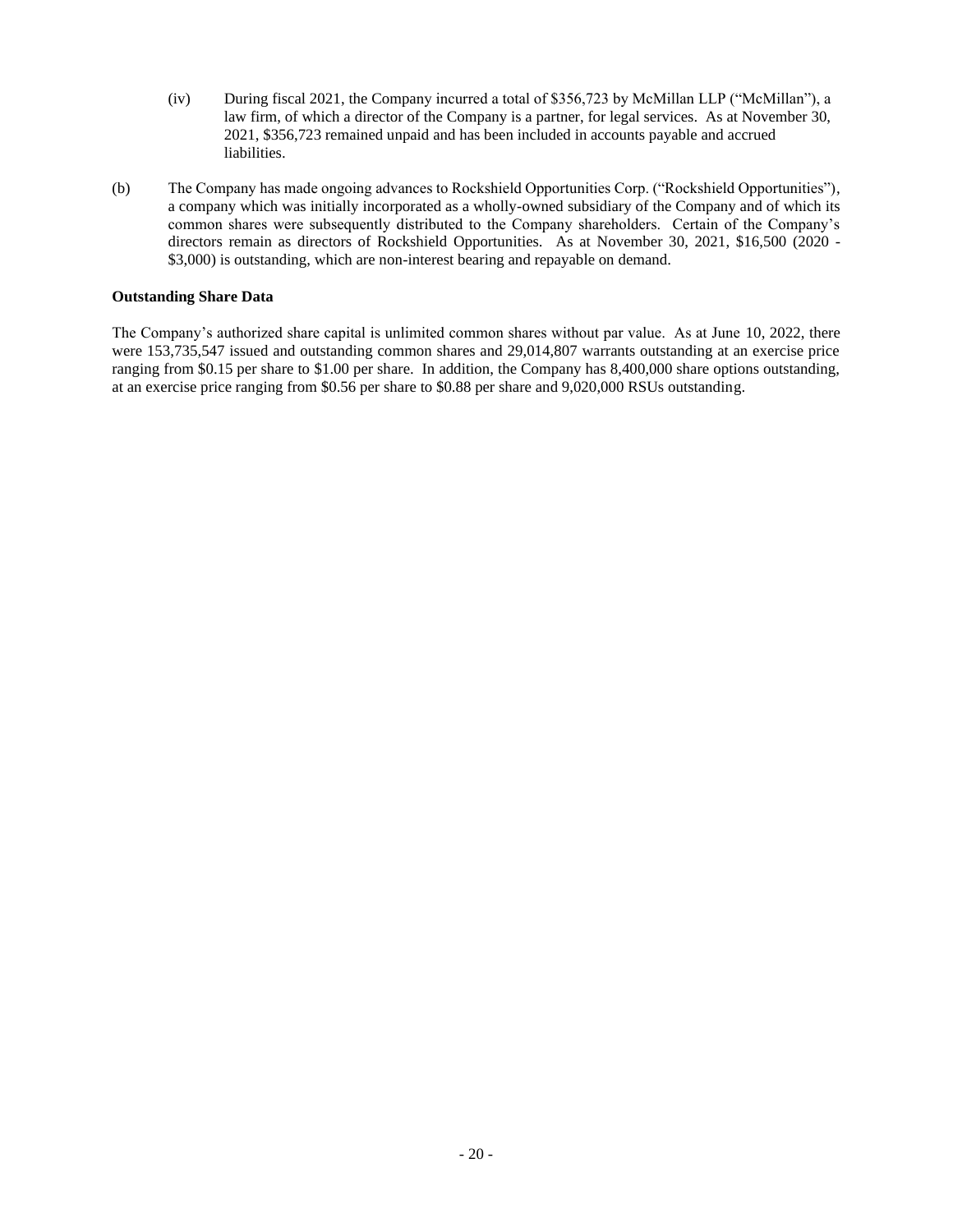(iv) During fiscal 2021, the Company incurred a total of $356,723 by McMillan LLP ("McMillan"), a law firm, of which a director of the Company is a partner, for legal services. As at November 30, 2021, $356,723 remained unpaid and has been included in accounts payable and accrued liabilities.

(b) The Company has made ongoing advances to Rockshield Opportunities Corp. ("Rockshield Opportunities"), a company which was initially incorporated as a wholly-owned subsidiary of the Company and of which its common shares were subsequently distributed to the Company shareholders. Certain of the Company's directors remain as directors of Rockshield Opportunities. As at November 30, 2021, $16,500 (2020 - $3,000) is outstanding, which are non-interest bearing and repayable on demand.

**Outstanding Share Data**

The Company's authorized share capital is unlimited common shares without par value. As at June 10, 2022, there were 153,735,547 issued and outstanding common shares and 29,014,807 warrants outstanding at an exercise price ranging from $0.15 per share to $1.00 per share. In addition, the Company has 8,400,000 share options outstanding, at an exercise price ranging from $0.56 per share to $0.88 per share and 9,020,000 RSUs outstanding.